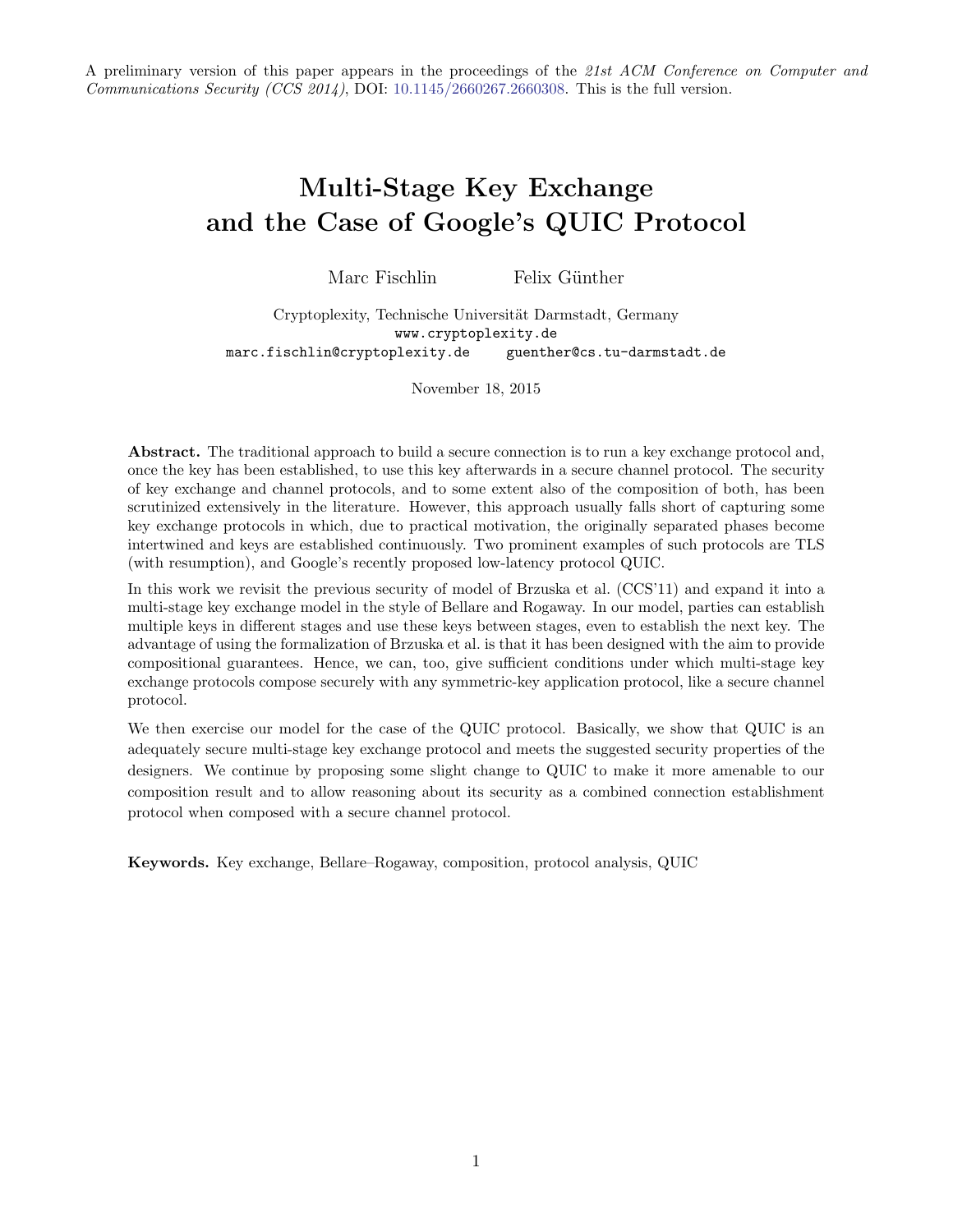A preliminary version of this paper appears in the proceedings of the *21st ACM Conference on Computer and Communications Security (CCS 2014)*, DOI: 10.1145/2660267.2660308. This is the full version.

# Multi-Stage Key Exchange and the Case of Google's QUIC Protocol

Marc Fischlin Felix Günther

Cryptoplexity, Technische Universität Darmstadt, Germany
`www.cryptoplexity.de`
`marc.fischlin@cryptoplexity.de` `guenther@cs.tu-darmstadt.de`

November 18, 2015

**Abstract.** The traditional approach to build a secure connection is to run a key exchange protocol and, once the key has been established, to use this key afterwards in a secure channel protocol. The security of key exchange and channel protocols, and to some extent also of the composition of both, has been scrutinized extensively in the literature. However, this approach usually falls short of capturing some key exchange protocols in which, due to practical motivation, the originally separated phases become intertwined and keys are established continuously. Two prominent examples of such protocols are TLS (with resumption), and Google's recently proposed low-latency protocol QUIC.

In this work we revisit the previous security of model of Brzuska et al. (CCS'11) and expand it into a multi-stage key exchange model in the style of Bellare and Rogaway. In our model, parties can establish multiple keys in different stages and use these keys between stages, even to establish the next key. The advantage of using the formalization of Brzuska et al. is that it has been designed with the aim to provide compositional guarantees. Hence, we can, too, give sufficient conditions under which multi-stage key exchange protocols compose securely with any symmetric-key application protocol, like a secure channel protocol.

We then exercise our model for the case of the QUIC protocol. Basically, we show that QUIC is an adequately secure multi-stage key exchange protocol and meets the suggested security properties of the designers. We continue by proposing some slight change to QUIC to make it more amenable to our composition result and to allow reasoning about its security as a combined connection establishment protocol when composed with a secure channel protocol.

**Keywords.** Key exchange, Bellare–Rogaway, composition, protocol analysis, QUIC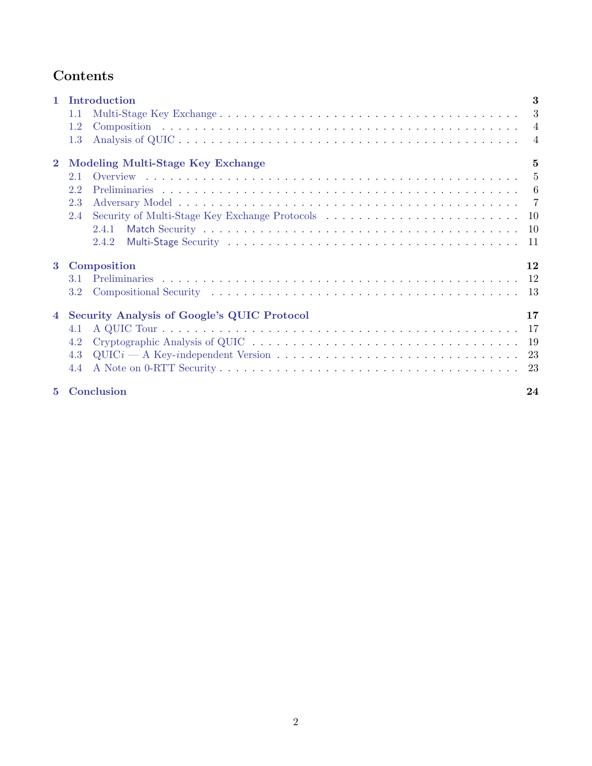# Contents

**1 Introduction** **3**
- 1.1 Multi-Stage Key Exchange . . . 3
- 1.2 Composition . . . 4
- 1.3 Analysis of QUIC . . . 4

**2 Modeling Multi-Stage Key Exchange** **5**
- 2.1 Overview . . . 5
- 2.2 Preliminaries . . . 6
- 2.3 Adversary Model . . . 7
- 2.4 Security of Multi-Stage Key Exchange Protocols . . . 10
  - 2.4.1 Match Security . . . 10
  - 2.4.2 Multi-Stage Security . . . 11

**3 Composition** **12**
- 3.1 Preliminaries . . . 12
- 3.2 Compositional Security . . . 13

**4 Security Analysis of Google's QUIC Protocol** **17**
- 4.1 A QUIC Tour . . . 17
- 4.2 Cryptographic Analysis of QUIC . . . 19
- 4.3 QUIC*i* — A Key-*i*ndependent Version . . . 23
- 4.4 A Note on 0-RTT Security . . . 23

**5 Conclusion** **24**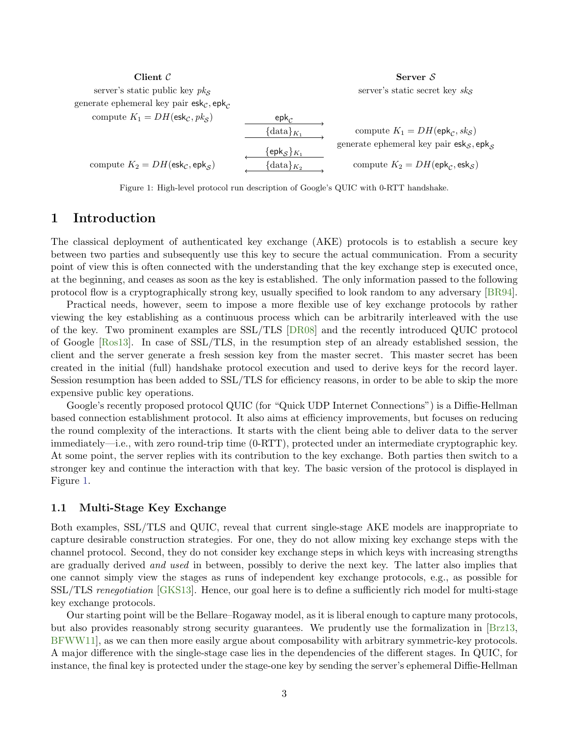| **Client $\mathcal{C}$** | | **Server $\mathcal{S}$** |
|---|---|---|
| server's static public key $pk_{\mathcal{S}}$ | | server's static secret key $sk_{\mathcal{S}}$ |
| generate ephemeral key pair $\mathsf{esk}_{\mathcal{C}}, \mathsf{epk}_{\mathcal{C}}$ | | |
| compute $K_1 = DH(\mathsf{esk}_{\mathcal{C}}, pk_{\mathcal{S}})$ | $\xrightarrow{\mathsf{epk}_{\mathcal{C}}}$ | |
| | $\xrightarrow{\{\text{data}\}_{K_1}}$ | compute $K_1 = DH(\mathsf{epk}_{\mathcal{C}}, sk_{\mathcal{S}})$ |
| | | generate ephemeral key pair $\mathsf{esk}_{\mathcal{S}}, \mathsf{epk}_{\mathcal{S}}$ |
| | $\xleftarrow{\{\mathsf{epk}_{\mathcal{S}}\}_{K_1}}$ | |
| compute $K_2 = DH(\mathsf{esk}_{\mathcal{C}}, \mathsf{epk}_{\mathcal{S}})$ | $\xleftrightarrow{\{\text{data}\}_{K_2}}$ | compute $K_2 = DH(\mathsf{epk}_{\mathcal{C}}, \mathsf{esk}_{\mathcal{S}})$ |

Figure 1: High-level protocol run description of Google's QUIC with 0-RTT handshake.

# 1 Introduction

The classical deployment of authenticated key exchange (AKE) protocols is to establish a secure key between two parties and subsequently use this key to secure the actual communication. From a security point of view this is often connected with the understanding that the key exchange step is executed once, at the beginning, and ceases as soon as the key is established. The only information passed to the following protocol flow is a cryptographically strong key, usually specified to look random to any adversary [BR94].

Practical needs, however, seem to impose a more flexible use of key exchange protocols by rather viewing the key establishing as a continuous process which can be arbitrarily interleaved with the use of the key. Two prominent examples are SSL/TLS [DR08] and the recently introduced QUIC protocol of Google [Ros13]. In case of SSL/TLS, in the resumption step of an already established session, the client and the server generate a fresh session key from the master secret. This master secret has been created in the initial (full) handshake protocol execution and used to derive keys for the record layer. Session resumption has been added to SSL/TLS for efficiency reasons, in order to be able to skip the more expensive public key operations.

Google's recently proposed protocol QUIC (for "Quick UDP Internet Connections") is a Diffie-Hellman based connection establishment protocol. It also aims at efficiency improvements, but focuses on reducing the round complexity of the interactions. It starts with the client being able to deliver data to the server immediately—i.e., with zero round-trip time (0-RTT), protected under an intermediate cryptographic key. At some point, the server replies with its contribution to the key exchange. Both parties then switch to a stronger key and continue the interaction with that key. The basic version of the protocol is displayed in Figure 1.

## 1.1 Multi-Stage Key Exchange

Both examples, SSL/TLS and QUIC, reveal that current single-stage AKE models are inappropriate to capture desirable construction strategies. For one, they do not allow mixing key exchange steps with the channel protocol. Second, they do not consider key exchange steps in which keys with increasing strengths are gradually derived *and used* in between, possibly to derive the next key. The latter also implies that one cannot simply view the stages as runs of independent key exchange protocols, e.g., as possible for SSL/TLS *renegotiation* [GKS13]. Hence, our goal here is to define a sufficiently rich model for multi-stage key exchange protocols.

Our starting point will be the Bellare–Rogaway model, as it is liberal enough to capture many protocols, but also provides reasonably strong security guarantees. We prudently use the formalization in [Brz13, BFWW11], as we can then more easily argue about composability with arbitrary symmetric-key protocols. A major difference with the single-stage case lies in the dependencies of the different stages. In QUIC, for instance, the final key is protected under the stage-one key by sending the server's ephemeral Diffie-Hellman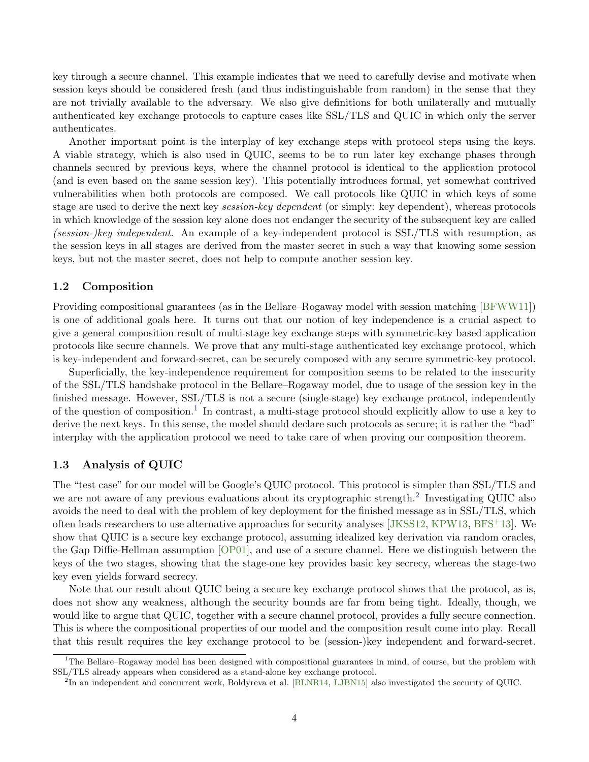key through a secure channel. This example indicates that we need to carefully devise and motivate when session keys should be considered fresh (and thus indistinguishable from random) in the sense that they are not trivially available to the adversary. We also give definitions for both unilaterally and mutually authenticated key exchange protocols to capture cases like SSL/TLS and QUIC in which only the server authenticates.

Another important point is the interplay of key exchange steps with protocol steps using the keys. A viable strategy, which is also used in QUIC, seems to be to run later key exchange phases through channels secured by previous keys, where the channel protocol is identical to the application protocol (and is even based on the same session key). This potentially introduces formal, yet somewhat contrived vulnerabilities when both protocols are composed. We call protocols like QUIC in which keys of some stage are used to derive the next key *session-key dependent* (or simply: key dependent), whereas protocols in which knowledge of the session key alone does not endanger the security of the subsequent key are called *(session-)key independent*. An example of a key-independent protocol is SSL/TLS with resumption, as the session keys in all stages are derived from the master secret in such a way that knowing some session keys, but not the master secret, does not help to compute another session key.

## 1.2 Composition

Providing compositional guarantees (as in the Bellare–Rogaway model with session matching [BFWW11]) is one of additional goals here. It turns out that our notion of key independence is a crucial aspect to give a general composition result of multi-stage key exchange steps with symmetric-key based application protocols like secure channels. We prove that any multi-stage authenticated key exchange protocol, which is key-independent and forward-secret, can be securely composed with any secure symmetric-key protocol.

Superficially, the key-independence requirement for composition seems to be related to the insecurity of the SSL/TLS handshake protocol in the Bellare–Rogaway model, due to usage of the session key in the finished message. However, SSL/TLS is not a secure (single-stage) key exchange protocol, independently of the question of composition.[1] In contrast, a multi-stage protocol should explicitly allow to use a key to derive the next keys. In this sense, the model should declare such protocols as secure; it is rather the "bad" interplay with the application protocol we need to take care of when proving our composition theorem.

## 1.3 Analysis of QUIC

The "test case" for our model will be Google's QUIC protocol. This protocol is simpler than SSL/TLS and we are not aware of any previous evaluations about its cryptographic strength.[2] Investigating QUIC also avoids the need to deal with the problem of key deployment for the finished message as in SSL/TLS, which often leads researchers to use alternative approaches for security analyses [JKSS12, KPW13, BFS+13]. We show that QUIC is a secure key exchange protocol, assuming idealized key derivation via random oracles, the Gap Diffie-Hellman assumption [OP01], and use of a secure channel. Here we distinguish between the keys of the two stages, showing that the stage-one key provides basic key secrecy, whereas the stage-two key even yields forward secrecy.

Note that our result about QUIC being a secure key exchange protocol shows that the protocol, as is, does not show any weakness, although the security bounds are far from being tight. Ideally, though, we would like to argue that QUIC, together with a secure channel protocol, provides a fully secure connection. This is where the compositional properties of our model and the composition result come into play. Recall that this result requires the key exchange protocol to be (session-)key independent and forward-secret.

[1] The Bellare–Rogaway model has been designed with compositional guarantees in mind, of course, but the problem with SSL/TLS already appears when considered as a stand-alone key exchange protocol.

[2] In an independent and concurrent work, Boldyreva et al. [BLNR14, LJBN15] also investigated the security of QUIC.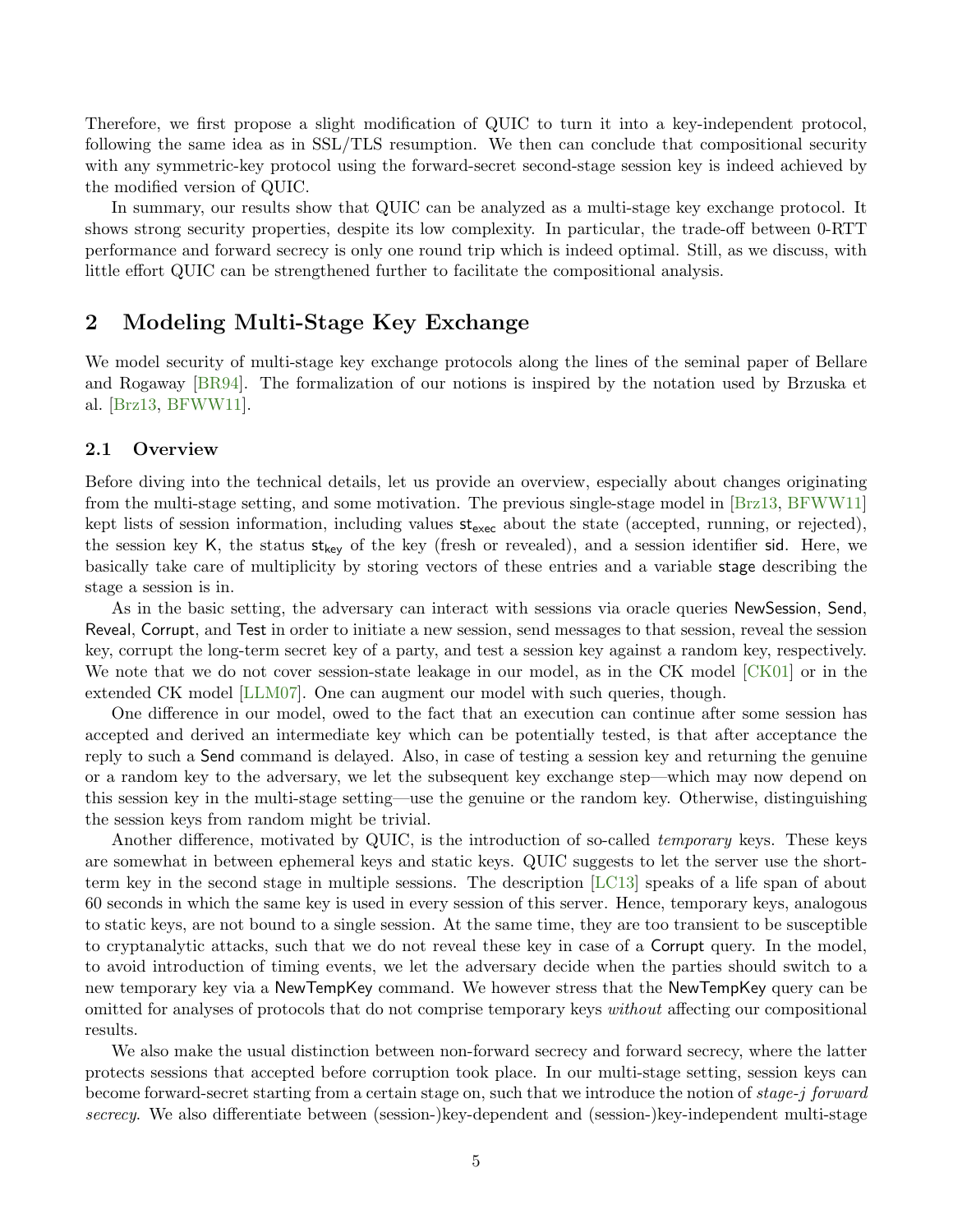Therefore, we first propose a slight modification of QUIC to turn it into a key-independent protocol, following the same idea as in SSL/TLS resumption. We then can conclude that compositional security with any symmetric-key protocol using the forward-secret second-stage session key is indeed achieved by the modified version of QUIC.

In summary, our results show that QUIC can be analyzed as a multi-stage key exchange protocol. It shows strong security properties, despite its low complexity. In particular, the trade-off between 0-RTT performance and forward secrecy is only one round trip which is indeed optimal. Still, as we discuss, with little effort QUIC can be strengthened further to facilitate the compositional analysis.

## 2 Modeling Multi-Stage Key Exchange

We model security of multi-stage key exchange protocols along the lines of the seminal paper of Bellare and Rogaway [BR94]. The formalization of our notions is inspired by the notation used by Brzuska et al. [Brz13, BFWW11].

### 2.1 Overview

Before diving into the technical details, let us provide an overview, especially about changes originating from the multi-stage setting, and some motivation. The previous single-stage model in [Brz13, BFWW11] kept lists of session information, including values $\mathsf{st}_{\mathsf{exec}}$ about the state (accepted, running, or rejected), the session key $\mathsf{K}$, the status $\mathsf{st}_{\mathsf{key}}$ of the key (fresh or revealed), and a session identifier $\mathsf{sid}$. Here, we basically take care of multiplicity by storing vectors of these entries and a variable $\mathsf{stage}$ describing the stage a session is in.

As in the basic setting, the adversary can interact with sessions via oracle queries $\mathsf{NewSession}$, $\mathsf{Send}$, $\mathsf{Reveal}$, $\mathsf{Corrupt}$, and $\mathsf{Test}$ in order to initiate a new session, send messages to that session, reveal the session key, corrupt the long-term secret key of a party, and test a session key against a random key, respectively. We note that we do not cover session-state leakage in our model, as in the CK model [CK01] or in the extended CK model [LLM07]. One can augment our model with such queries, though.

One difference in our model, owed to the fact that an execution can continue after some session has accepted and derived an intermediate key which can be potentially tested, is that after acceptance the reply to such a $\mathsf{Send}$ command is delayed. Also, in case of testing a session key and returning the genuine or a random key to the adversary, we let the subsequent key exchange step—which may now depend on this session key in the multi-stage setting—use the genuine or the random key. Otherwise, distinguishing the session keys from random might be trivial.

Another difference, motivated by QUIC, is the introduction of so-called *temporary* keys. These keys are somewhat in between ephemeral keys and static keys. QUIC suggests to let the server use the short-term key in the second stage in multiple sessions. The description [LC13] speaks of a life span of about 60 seconds in which the same key is used in every session of this server. Hence, temporary keys, analogous to static keys, are not bound to a single session. At the same time, they are too transient to be susceptible to cryptanalytic attacks, such that we do not reveal these key in case of a $\mathsf{Corrupt}$ query. In the model, to avoid introduction of timing events, we let the adversary decide when the parties should switch to a new temporary key via a $\mathsf{NewTempKey}$ command. We however stress that the $\mathsf{NewTempKey}$ query can be omitted for analyses of protocols that do not comprise temporary keys *without* affecting our compositional results.

We also make the usual distinction between non-forward secrecy and forward secrecy, where the latter protects sessions that accepted before corruption took place. In our multi-stage setting, session keys can become forward-secret starting from a certain stage on, such that we introduce the notion of *stage-j forward secrecy*. We also differentiate between (session-)key-dependent and (session-)key-independent multi-stage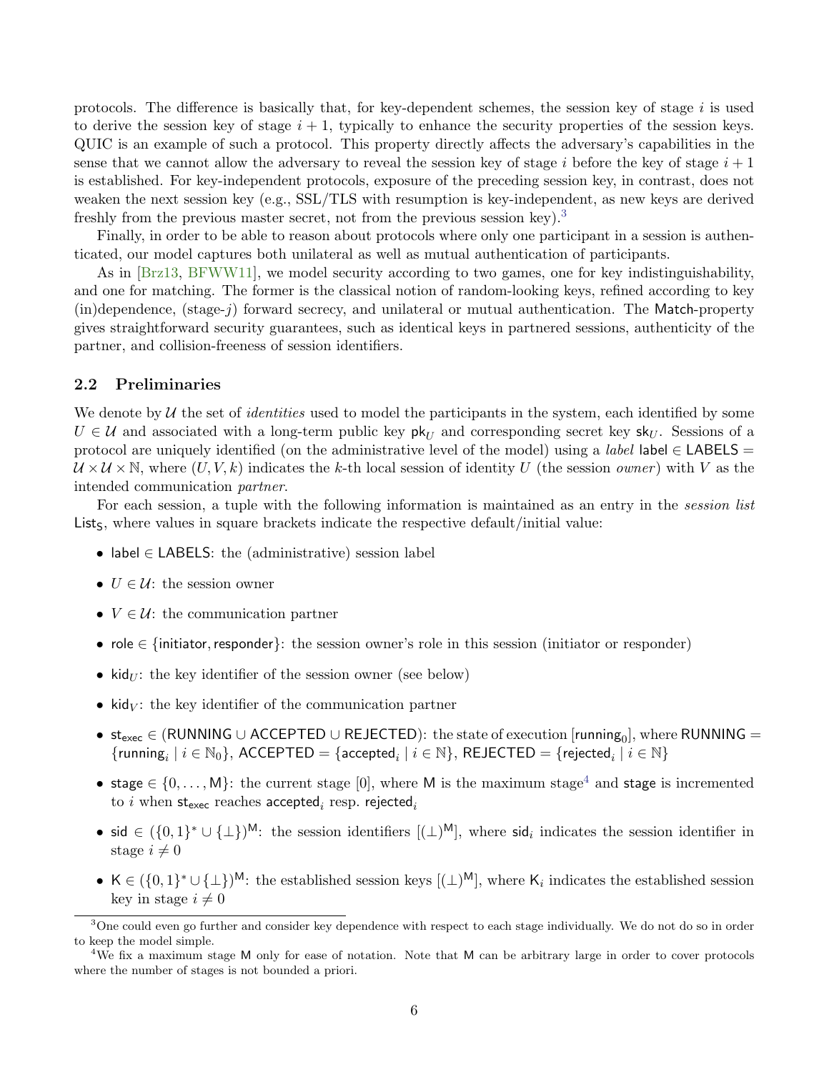protocols. The difference is basically that, for key-dependent schemes, the session key of stage $i$ is used to derive the session key of stage $i+1$, typically to enhance the security properties of the session keys. QUIC is an example of such a protocol. This property directly affects the adversary's capabilities in the sense that we cannot allow the adversary to reveal the session key of stage $i$ before the key of stage $i+1$ is established. For key-independent protocols, exposure of the preceding session key, in contrast, does not weaken the next session key (e.g., SSL/TLS with resumption is key-independent, as new keys are derived freshly from the previous master secret, not from the previous session key).[3]

Finally, in order to be able to reason about protocols where only one participant in a session is authenticated, our model captures both unilateral as well as mutual authentication of participants.

As in [Brz13, BFWW11], we model security according to two games, one for key indistinguishability, and one for matching. The former is the classical notion of random-looking keys, refined according to key (in)dependence, (stage-$j$) forward secrecy, and unilateral or mutual authentication. The Match-property gives straightforward security guarantees, such as identical keys in partnered sessions, authenticity of the partner, and collision-freeness of session identifiers.

## 2.2 Preliminaries

We denote by $\mathcal{U}$ the set of *identities* used to model the participants in the system, each identified by some $U \in \mathcal{U}$ and associated with a long-term public key $\mathsf{pk}_U$ and corresponding secret key $\mathsf{sk}_U$. Sessions of a protocol are uniquely identified (on the administrative level of the model) using a *label* $\mathsf{label} \in \mathsf{LABELS} = \mathcal{U} \times \mathcal{U} \times \mathbb{N}$, where $(U, V, k)$ indicates the $k$-th local session of identity $U$ (the session *owner*) with $V$ as the intended communication *partner*.

For each session, a tuple with the following information is maintained as an entry in the *session list* $\mathsf{List_S}$, where values in square brackets indicate the respective default/initial value:

- $\mathsf{label} \in \mathsf{LABELS}$: the (administrative) session label
- $U \in \mathcal{U}$: the session owner
- $V \in \mathcal{U}$: the communication partner
- $\mathsf{role} \in \{\mathsf{initiator}, \mathsf{responder}\}$: the session owner's role in this session (initiator or responder)
- $\mathsf{kid}_U$: the key identifier of the session owner (see below)
- $\mathsf{kid}_V$: the key identifier of the communication partner
- $\mathsf{st_{exec}} \in (\mathsf{RUNNING} \cup \mathsf{ACCEPTED} \cup \mathsf{REJECTED})$: the state of execution $[\mathsf{running}_0]$, where $\mathsf{RUNNING} = \{\mathsf{running}_i \mid i \in \mathbb{N}_0\}$, $\mathsf{ACCEPTED} = \{\mathsf{accepted}_i \mid i \in \mathbb{N}\}$, $\mathsf{REJECTED} = \{\mathsf{rejected}_i \mid i \in \mathbb{N}\}$
- $\mathsf{stage} \in \{0, \ldots, \mathsf{M}\}$: the current stage $[0]$, where $\mathsf{M}$ is the maximum stage[4] and $\mathsf{stage}$ is incremented to $i$ when $\mathsf{st_{exec}}$ reaches $\mathsf{accepted}_i$ resp. $\mathsf{rejected}_i$
- $\mathsf{sid} \in (\{0,1\}^* \cup \{\bot\})^{\mathsf{M}}$: the session identifiers $[(\bot)^{\mathsf{M}}]$, where $\mathsf{sid}_i$ indicates the session identifier in stage $i \neq 0$
- $\mathsf{K} \in (\{0,1\}^* \cup \{\bot\})^{\mathsf{M}}$: the established session keys $[(\bot)^{\mathsf{M}}]$, where $\mathsf{K}_i$ indicates the established session key in stage $i \neq 0$

---

[3] One could even go further and consider key dependence with respect to each stage individually. We do not do so in order to keep the model simple.

[4] We fix a maximum stage $\mathsf{M}$ only for ease of notation. Note that $\mathsf{M}$ can be arbitrary large in order to cover protocols where the number of stages is not bounded a priori.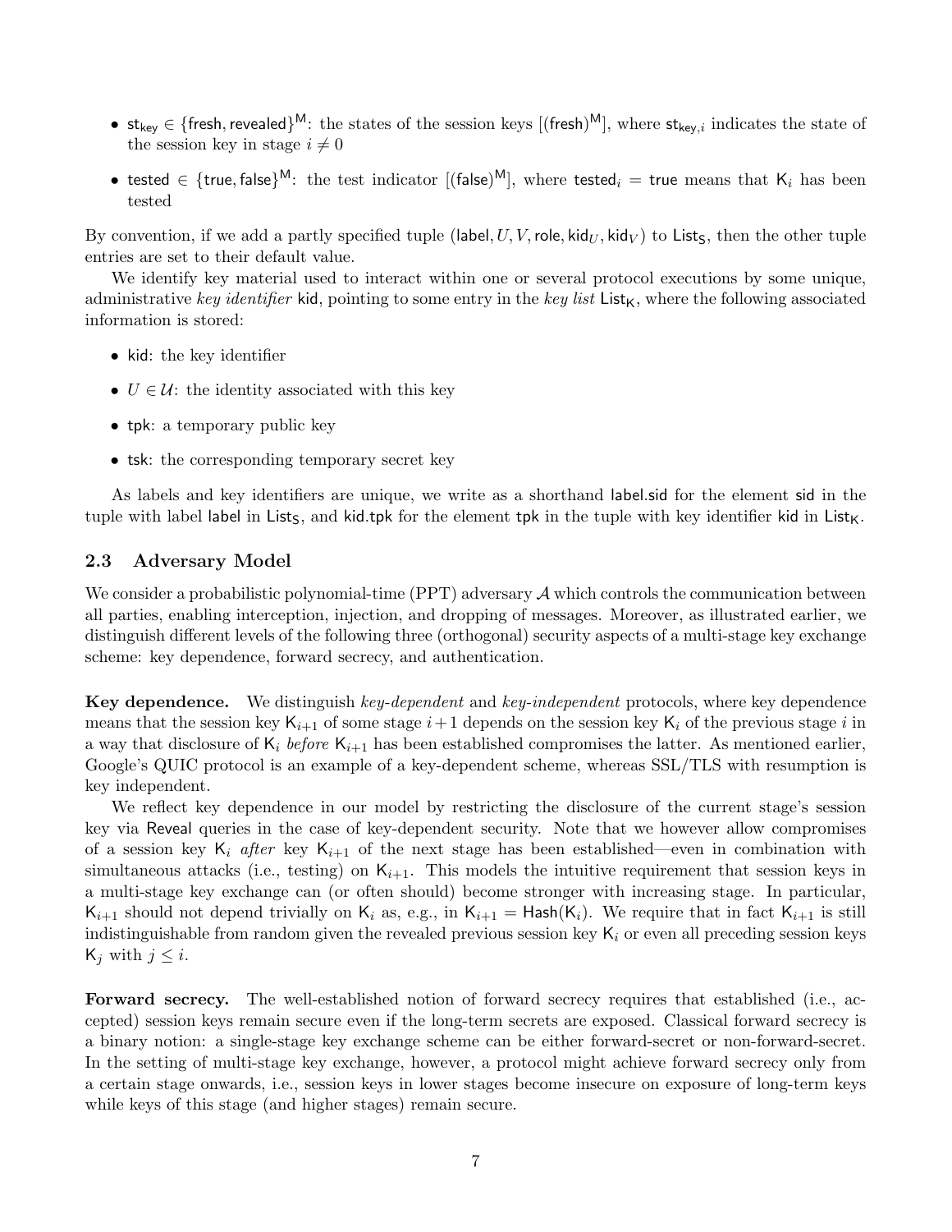- $\mathsf{st_{key}} \in \{\mathsf{fresh}, \mathsf{revealed}\}^{\mathsf{M}}$: the states of the session keys $[(\mathsf{fresh})^{\mathsf{M}}]$, where $\mathsf{st}_{\mathsf{key},i}$ indicates the state of the session key in stage $i \neq 0$
- $\mathsf{tested} \in \{\mathsf{true}, \mathsf{false}\}^{\mathsf{M}}$: the test indicator $[(\mathsf{false})^{\mathsf{M}}]$, where $\mathsf{tested}_i = \mathsf{true}$ means that $\mathsf{K}_i$ has been tested

By convention, if we add a partly specified tuple $(\mathsf{label}, U, V, \mathsf{role}, \mathsf{kid}_U, \mathsf{kid}_V)$ to $\mathsf{List_S}$, then the other tuple entries are set to their default value.

We identify key material used to interact within one or several protocol executions by some unique, administrative *key identifier* $\mathsf{kid}$, pointing to some entry in the *key list* $\mathsf{List_K}$, where the following associated information is stored:

- $\mathsf{kid}$: the key identifier
- $U \in \mathcal{U}$: the identity associated with this key
- $\mathsf{tpk}$: a temporary public key
- $\mathsf{tsk}$: the corresponding temporary secret key

As labels and key identifiers are unique, we write as a shorthand $\mathsf{label.sid}$ for the element $\mathsf{sid}$ in the tuple with label $\mathsf{label}$ in $\mathsf{List_S}$, and $\mathsf{kid.tpk}$ for the element $\mathsf{tpk}$ in the tuple with key identifier $\mathsf{kid}$ in $\mathsf{List_K}$.

### 2.3 Adversary Model

We consider a probabilistic polynomial-time (PPT) adversary $\mathcal{A}$ which controls the communication between all parties, enabling interception, injection, and dropping of messages. Moreover, as illustrated earlier, we distinguish different levels of the following three (orthogonal) security aspects of a multi-stage key exchange scheme: key dependence, forward secrecy, and authentication.

**Key dependence.** We distinguish *key-dependent* and *key-independent* protocols, where key dependence means that the session key $\mathsf{K}_{i+1}$ of some stage $i+1$ depends on the session key $\mathsf{K}_i$ of the previous stage $i$ in a way that disclosure of $\mathsf{K}_i$ *before* $\mathsf{K}_{i+1}$ has been established compromises the latter. As mentioned earlier, Google's QUIC protocol is an example of a key-dependent scheme, whereas SSL/TLS with resumption is key independent.

We reflect key dependence in our model by restricting the disclosure of the current stage's session key via $\mathsf{Reveal}$ queries in the case of key-dependent security. Note that we however allow compromises of a session key $\mathsf{K}_i$ *after* key $\mathsf{K}_{i+1}$ of the next stage has been established—even in combination with simultaneous attacks (i.e., testing) on $\mathsf{K}_{i+1}$. This models the intuitive requirement that session keys in a multi-stage key exchange can (or often should) become stronger with increasing stage. In particular, $\mathsf{K}_{i+1}$ should not depend trivially on $\mathsf{K}_i$ as, e.g., in $\mathsf{K}_{i+1} = \mathsf{Hash}(\mathsf{K}_i)$. We require that in fact $\mathsf{K}_{i+1}$ is still indistinguishable from random given the revealed previous session key $\mathsf{K}_i$ or even all preceding session keys $\mathsf{K}_j$ with $j \leq i$.

**Forward secrecy.** The well-established notion of forward secrecy requires that established (i.e., accepted) session keys remain secure even if the long-term secrets are exposed. Classical forward secrecy is a binary notion: a single-stage key exchange scheme can be either forward-secret or non-forward-secret. In the setting of multi-stage key exchange, however, a protocol might achieve forward secrecy only from a certain stage onwards, i.e., session keys in lower stages become insecure on exposure of long-term keys while keys of this stage (and higher stages) remain secure.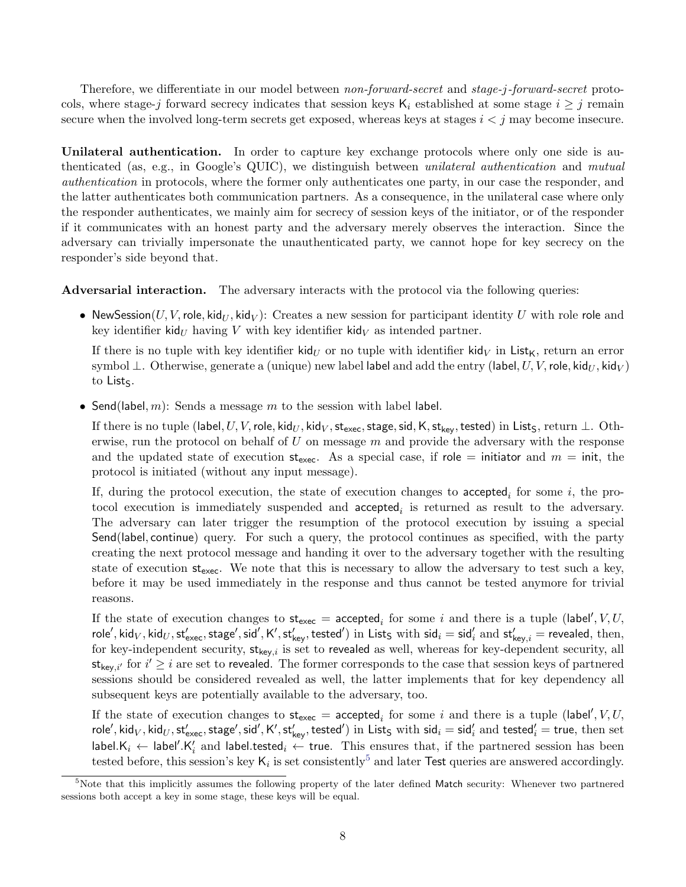Therefore, we differentiate in our model between *non-forward-secret* and *stage-j-forward-secret* protocols, where stage-$j$ forward secrecy indicates that session keys $\mathsf{K}_i$ established at some stage $i \geq j$ remain secure when the involved long-term secrets get exposed, whereas keys at stages $i < j$ may become insecure.

**Unilateral authentication.** In order to capture key exchange protocols where only one side is authenticated (as, e.g., in Google's QUIC), we distinguish between *unilateral authentication* and *mutual authentication* in protocols, where the former only authenticates one party, in our case the responder, and the latter authenticates both communication partners. As a consequence, in the unilateral case where only the responder authenticates, we mainly aim for secrecy of session keys of the initiator, or of the responder if it communicates with an honest party and the adversary merely observes the interaction. Since the adversary can trivially impersonate the unauthenticated party, we cannot hope for key secrecy on the responder's side beyond that.

**Adversarial interaction.** The adversary interacts with the protocol via the following queries:

- $\mathsf{NewSession}(U, V, \mathsf{role}, \mathsf{kid}_U, \mathsf{kid}_V)$: Creates a new session for participant identity $U$ with role $\mathsf{role}$ and key identifier $\mathsf{kid}_U$ having $V$ with key identifier $\mathsf{kid}_V$ as intended partner.

  If there is no tuple with key identifier $\mathsf{kid}_U$ or no tuple with identifier $\mathsf{kid}_V$ in $\mathsf{List}_\mathsf{K}$, return an error symbol $\bot$. Otherwise, generate a (unique) new label $\mathsf{label}$ and add the entry $(\mathsf{label}, U, V, \mathsf{role}, \mathsf{kid}_U, \mathsf{kid}_V)$ to $\mathsf{List}_\mathsf{S}$.

- $\mathsf{Send}(\mathsf{label}, m)$: Sends a message $m$ to the session with label $\mathsf{label}$.

  If there is no tuple $(\mathsf{label}, U, V, \mathsf{role}, \mathsf{kid}_U, \mathsf{kid}_V, \mathsf{st}_\mathsf{exec}, \mathsf{stage}, \mathsf{sid}, \mathsf{K}, \mathsf{st}_\mathsf{key}, \mathsf{tested})$ in $\mathsf{List}_\mathsf{S}$, return $\bot$. Otherwise, run the protocol on behalf of $U$ on message $m$ and provide the adversary with the response and the updated state of execution $\mathsf{st}_\mathsf{exec}$. As a special case, if $\mathsf{role} = \mathsf{initiator}$ and $m = \mathsf{init}$, the protocol is initiated (without any input message).

  If, during the protocol execution, the state of execution changes to $\mathsf{accepted}_i$ for some $i$, the protocol execution is immediately suspended and $\mathsf{accepted}_i$ is returned as result to the adversary. The adversary can later trigger the resumption of the protocol execution by issuing a special $\mathsf{Send}(\mathsf{label}, \mathsf{continue})$ query. For such a query, the protocol continues as specified, with the party creating the next protocol message and handing it over to the adversary together with the resulting state of execution $\mathsf{st}_\mathsf{exec}$. We note that this is necessary to allow the adversary to test such a key, before it may be used immediately in the response and thus cannot be tested anymore for trivial reasons.

  If the state of execution changes to $\mathsf{st}_\mathsf{exec} = \mathsf{accepted}_i$ for some $i$ and there is a tuple $(\mathsf{label}', V, U, \mathsf{role}', \mathsf{kid}_V, \mathsf{kid}_U, \mathsf{st}'_\mathsf{exec}, \mathsf{stage}', \mathsf{sid}', \mathsf{K}', \mathsf{st}'_\mathsf{key}, \mathsf{tested}')$ in $\mathsf{List}_\mathsf{S}$ with $\mathsf{sid}_i = \mathsf{sid}'_i$ and $\mathsf{st}'_{\mathsf{key},i} = \mathsf{revealed}$, then, for key-independent security, $\mathsf{st}_{\mathsf{key},i}$ is set to $\mathsf{revealed}$ as well, whereas for key-dependent security, all $\mathsf{st}_{\mathsf{key},i'}$ for $i' \geq i$ are set to $\mathsf{revealed}$. The former corresponds to the case that session keys of partnered sessions should be considered revealed as well, the latter implements that for key dependency all subsequent keys are potentially available to the adversary, too.

  If the state of execution changes to $\mathsf{st}_\mathsf{exec} = \mathsf{accepted}_i$ for some $i$ and there is a tuple $(\mathsf{label}', V, U, \mathsf{role}', \mathsf{kid}_V, \mathsf{kid}_U, \mathsf{st}'_\mathsf{exec}, \mathsf{stage}', \mathsf{sid}', \mathsf{K}', \mathsf{st}'_\mathsf{key}, \mathsf{tested}')$ in $\mathsf{List}_\mathsf{S}$ with $\mathsf{sid}_i = \mathsf{sid}'_i$ and $\mathsf{tested}'_i = \mathsf{true}$, then set $\mathsf{label}.\mathsf{K}_i \leftarrow \mathsf{label}'.\mathsf{K}'_i$ and $\mathsf{label}.\mathsf{tested}_i \leftarrow \mathsf{true}$. This ensures that, if the partnered session has been tested before, this session's key $\mathsf{K}_i$ is set consistently[5] and later $\mathsf{Test}$ queries are answered accordingly.

[5] Note that this implicitly assumes the following property of the later defined $\mathsf{Match}$ security: Whenever two partnered sessions both accept a key in some stage, these keys will be equal.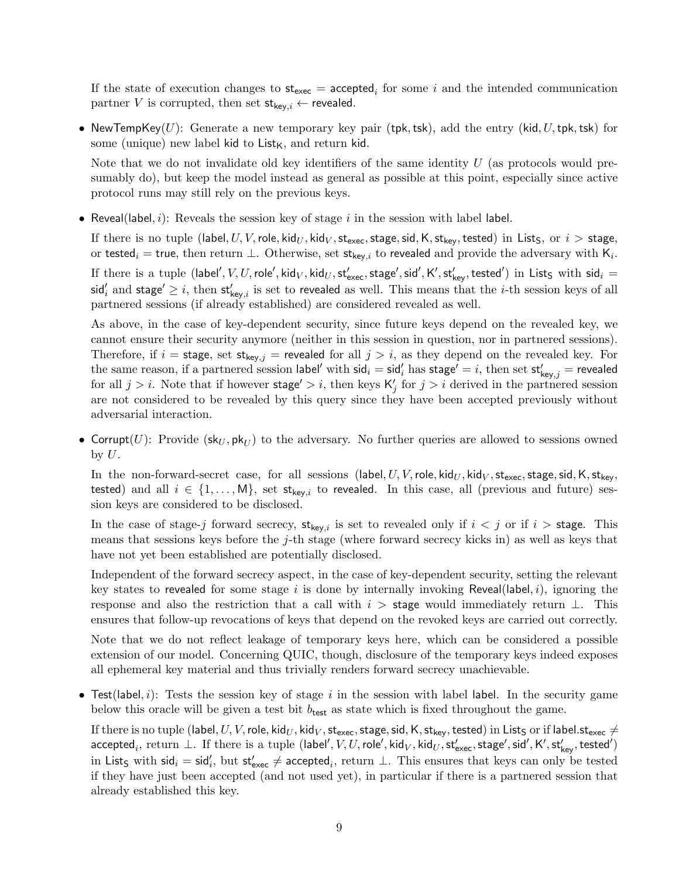If the state of execution changes to $\mathsf{st_{exec}} = \mathsf{accepted}_i$ for some $i$ and the intended communication partner $V$ is corrupted, then set $\mathsf{st}_{\mathsf{key},i} \leftarrow \mathsf{revealed}$.

- $\mathsf{NewTempKey}(U)$: Generate a new temporary key pair $(\mathsf{tpk}, \mathsf{tsk})$, add the entry $(\mathsf{kid}, U, \mathsf{tpk}, \mathsf{tsk})$ for some (unique) new label $\mathsf{kid}$ to $\mathsf{List_K}$, and return $\mathsf{kid}$.

  Note that we do not invalidate old key identifiers of the same identity $U$ (as protocols would presumably do), but keep the model instead as general as possible at this point, especially since active protocol runs may still rely on the previous keys.

- $\mathsf{Reveal}(\mathsf{label}, i)$: Reveals the session key of stage $i$ in the session with label $\mathsf{label}$.

  If there is no tuple $(\mathsf{label}, U, V, \mathsf{role}, \mathsf{kid}_U, \mathsf{kid}_V, \mathsf{st_{exec}}, \mathsf{stage}, \mathsf{sid}, \mathsf{K}, \mathsf{st_{key}}, \mathsf{tested})$ in $\mathsf{List_S}$, or $i > \mathsf{stage}$, or $\mathsf{tested}_i = \mathsf{true}$, then return $\bot$. Otherwise, set $\mathsf{st}_{\mathsf{key},i}$ to $\mathsf{revealed}$ and provide the adversary with $\mathsf{K}_i$.

  If there is a tuple $(\mathsf{label}', V, U, \mathsf{role}', \mathsf{kid}_V, \mathsf{kid}_U, \mathsf{st}'_{\mathsf{exec}}, \mathsf{stage}', \mathsf{sid}', \mathsf{K}', \mathsf{st}'_{\mathsf{key}}, \mathsf{tested}')$ in $\mathsf{List_S}$ with $\mathsf{sid}_i = \mathsf{sid}'_i$ and $\mathsf{stage}' \geq i$, then $\mathsf{st}'_{\mathsf{key},i}$ is set to $\mathsf{revealed}$ as well. This means that the $i$-th session keys of all partnered sessions (if already established) are considered revealed as well.

  As above, in the case of key-dependent security, since future keys depend on the revealed key, we cannot ensure their security anymore (neither in this session in question, nor in partnered sessions). Therefore, if $i = \mathsf{stage}$, set $\mathsf{st}_{\mathsf{key},j} = \mathsf{revealed}$ for all $j > i$, as they depend on the revealed key. For the same reason, if a partnered session $\mathsf{label}'$ with $\mathsf{sid}_i = \mathsf{sid}'_i$ has $\mathsf{stage}' = i$, then set $\mathsf{st}'_{\mathsf{key},j} = \mathsf{revealed}$ for all $j > i$. Note that if however $\mathsf{stage}' > i$, then keys $\mathsf{K}'_j$ for $j > i$ derived in the partnered session are not considered to be revealed by this query since they have been accepted previously without adversarial interaction.

- $\mathsf{Corrupt}(U)$: Provide $(\mathsf{sk}_U, \mathsf{pk}_U)$ to the adversary. No further queries are allowed to sessions owned by $U$.

  In the non-forward-secret case, for all sessions $(\mathsf{label}, U, V, \mathsf{role}, \mathsf{kid}_U, \mathsf{kid}_V, \mathsf{st_{exec}}, \mathsf{stage}, \mathsf{sid}, \mathsf{K}, \mathsf{st_{key}}, \mathsf{tested})$ and all $i \in \{1, \ldots, \mathsf{M}\}$, set $\mathsf{st}_{\mathsf{key},i}$ to $\mathsf{revealed}$. In this case, all (previous and future) session keys are considered to be disclosed.

  In the case of stage-$j$ forward secrecy, $\mathsf{st}_{\mathsf{key},i}$ is set to revealed only if $i < j$ or if $i > \mathsf{stage}$. This means that sessions keys before the $j$-th stage (where forward secrecy kicks in) as well as keys that have not yet been established are potentially disclosed.

  Independent of the forward secrecy aspect, in the case of key-dependent security, setting the relevant key states to $\mathsf{revealed}$ for some stage $i$ is done by internally invoking $\mathsf{Reveal}(\mathsf{label}, i)$, ignoring the response and also the restriction that a call with $i > \mathsf{stage}$ would immediately return $\bot$. This ensures that follow-up revocations of keys that depend on the revoked keys are carried out correctly.

  Note that we do not reflect leakage of temporary keys here, which can be considered a possible extension of our model. Concerning QUIC, though, disclosure of the temporary keys indeed exposes all ephemeral key material and thus trivially renders forward secrecy unachievable.

- $\mathsf{Test}(\mathsf{label}, i)$: Tests the session key of stage $i$ in the session with label $\mathsf{label}$. In the security game below this oracle will be given a test bit $b_{\mathsf{test}}$ as state which is fixed throughout the game.

  If there is no tuple $(\mathsf{label}, U, V, \mathsf{role}, \mathsf{kid}_U, \mathsf{kid}_V, \mathsf{st_{exec}}, \mathsf{stage}, \mathsf{sid}, \mathsf{K}, \mathsf{st_{key}}, \mathsf{tested})$ in $\mathsf{List_S}$ or if $\mathsf{label}.\mathsf{st_{exec}} \neq \mathsf{accepted}_i$, return $\bot$. If there is a tuple $(\mathsf{label}', V, U, \mathsf{role}', \mathsf{kid}_V, \mathsf{kid}_U, \mathsf{st}'_{\mathsf{exec}}, \mathsf{stage}', \mathsf{sid}', \mathsf{K}', \mathsf{st}'_{\mathsf{key}}, \mathsf{tested}')$ in $\mathsf{List_S}$ with $\mathsf{sid}_i = \mathsf{sid}'_i$, but $\mathsf{st}'_{\mathsf{exec}} \neq \mathsf{accepted}_i$, return $\bot$. This ensures that keys can only be tested if they have just been accepted (and not used yet), in particular if there is a partnered session that already established this key.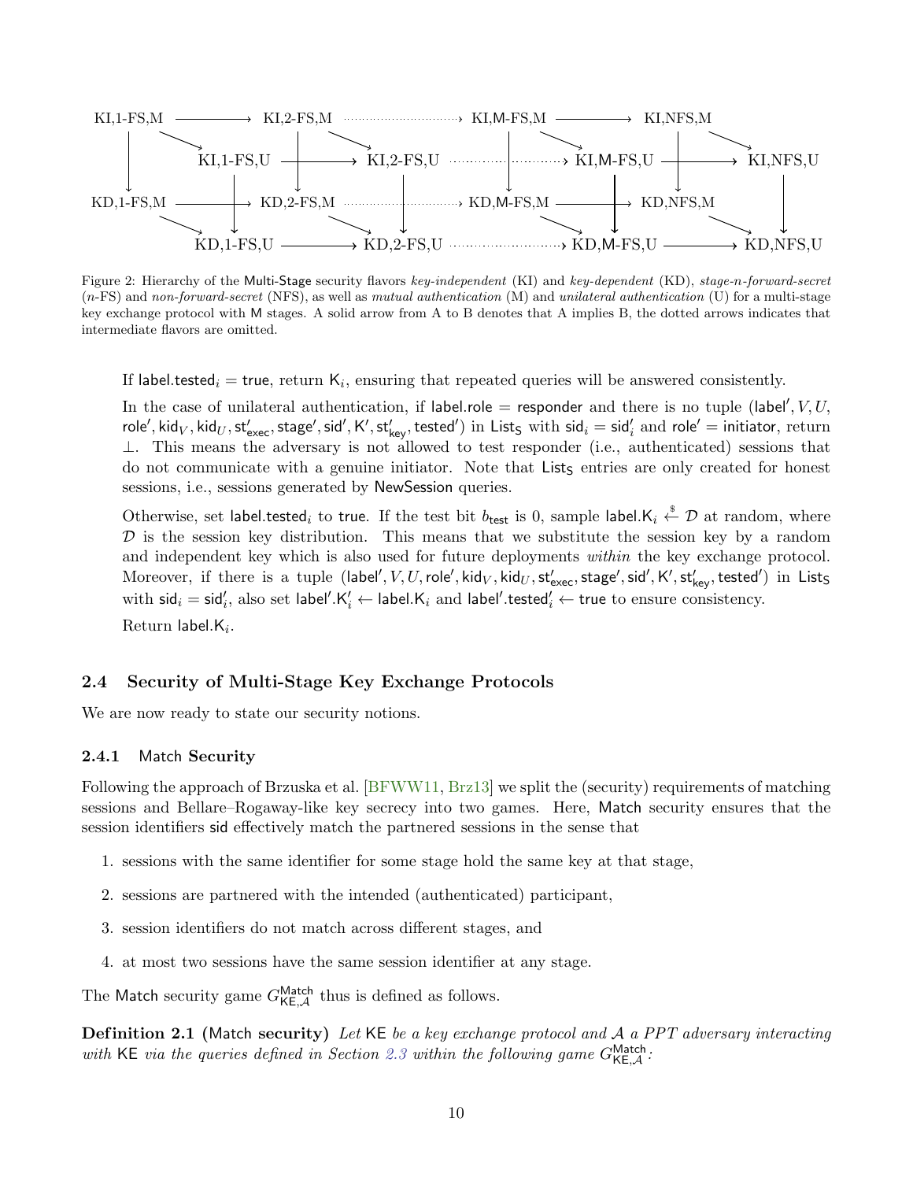Figure 2: Hierarchy of the Multi-Stage security flavors *key-independent* (KI) and *key-dependent* (KD), *stage-n-forward-secret* (*n*-FS) and *non-forward-secret* (NFS), as well as *mutual authentication* (M) and *unilateral authentication* (U) for a multi-stage key exchange protocol with M stages. A solid arrow from A to B denotes that A implies B, the dotted arrows indicates that intermediate flavors are omitted.

If $\mathsf{label.tested}_i = \mathsf{true}$, return $\mathsf{K}_i$, ensuring that repeated queries will be answered consistently.

In the case of unilateral authentication, if $\mathsf{label.role} = \mathsf{responder}$ and there is no tuple $(\mathsf{label}', V, U, \mathsf{role}', \mathsf{kid}_V, \mathsf{kid}_U, \mathsf{st}'_{\mathsf{exec}}, \mathsf{stage}', \mathsf{sid}', \mathsf{K}', \mathsf{st}'_{\mathsf{key}}, \mathsf{tested}')$ in $\mathsf{List}_\mathsf{S}$ with $\mathsf{sid}_i = \mathsf{sid}'_i$ and $\mathsf{role}' = \mathsf{initiator}$, return $\perp$. This means the adversary is not allowed to test responder (i.e., authenticated) sessions that do not communicate with a genuine initiator. Note that $\mathsf{List}_\mathsf{S}$ entries are only created for honest sessions, i.e., sessions generated by NewSession queries.

Otherwise, set $\mathsf{label.tested}_i$ to $\mathsf{true}$. If the test bit $b_{\mathsf{test}}$ is 0, sample $\mathsf{label.K}_i \xleftarrow{\$} \mathcal{D}$ at random, where $\mathcal{D}$ is the session key distribution. This means that we substitute the session key by a random and independent key which is also used for future deployments *within* the key exchange protocol. Moreover, if there is a tuple $(\mathsf{label}', V, U, \mathsf{role}', \mathsf{kid}_V, \mathsf{kid}_U, \mathsf{st}'_{\mathsf{exec}}, \mathsf{stage}', \mathsf{sid}', \mathsf{K}', \mathsf{st}'_{\mathsf{key}}, \mathsf{tested}')$ in $\mathsf{List}_\mathsf{S}$ with $\mathsf{sid}_i = \mathsf{sid}'_i$, also set $\mathsf{label}'.\mathsf{K}'_i \leftarrow \mathsf{label.K}_i$ and $\mathsf{label}'.\mathsf{tested}'_i \leftarrow \mathsf{true}$ to ensure consistency.

Return $\mathsf{label.K}_i$.

## 2.4 Security of Multi-Stage Key Exchange Protocols

We are now ready to state our security notions.

### 2.4.1 Match Security

Following the approach of Brzuska et al. [BFWW11, Brz13] we split the (security) requirements of matching sessions and Bellare–Rogaway-like key secrecy into two games. Here, Match security ensures that the session identifiers sid effectively match the partnered sessions in the sense that

1. sessions with the same identifier for some stage hold the same key at that stage,
2. sessions are partnered with the intended (authenticated) participant,
3. session identifiers do not match across different stages, and
4. at most two sessions have the same session identifier at any stage.

The Match security game $G^{\mathsf{Match}}_{\mathsf{KE},\mathcal{A}}$ thus is defined as follows.

**Definition 2.1** (Match **security**) *Let* KE *be a key exchange protocol and* $\mathcal{A}$ *a PPT adversary interacting with* KE *via the queries defined in Section 2.3 within the following game* $G^{\mathsf{Match}}_{\mathsf{KE},\mathcal{A}}$*:*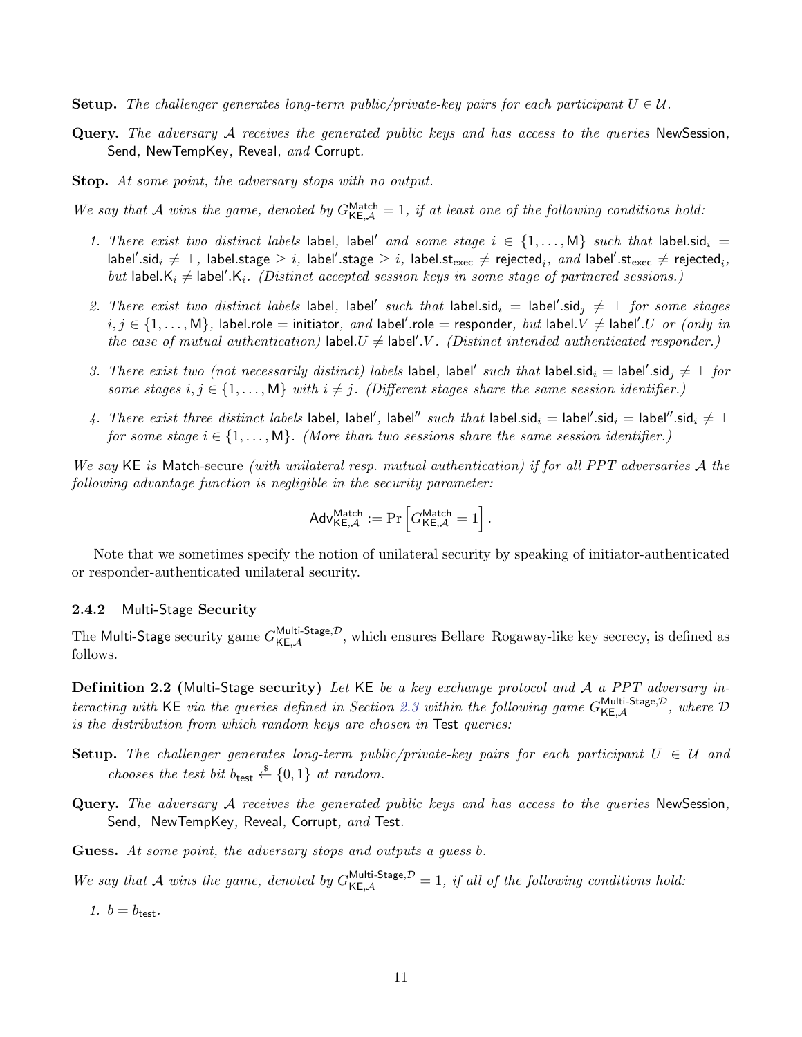**Setup.** *The challenger generates long-term public/private-key pairs for each participant $U \in \mathcal{U}$.*

**Query.** *The adversary $\mathcal{A}$ receives the generated public keys and has access to the queries* NewSession*,* Send*,* NewTempKey*,* Reveal*, and* Corrupt*.*

**Stop.** *At some point, the adversary stops with no output.*

*We say that $\mathcal{A}$ wins the game, denoted by $G^{\mathsf{Match}}_{\mathsf{KE},\mathcal{A}} = 1$, if at least one of the following conditions hold:*

1. *There exist two distinct labels* label*,* label′ *and some stage $i \in \{1, \ldots, \mathsf{M}\}$ such that* $\mathsf{label.sid}_i = \mathsf{label'.sid}_i \neq \bot$*,* $\mathsf{label.stage} \geq i$*,* $\mathsf{label'.stage} \geq i$*,* $\mathsf{label.st_{exec}} \neq \mathsf{rejected}_i$*, and* $\mathsf{label'.st_{exec}} \neq \mathsf{rejected}_i$*, but* $\mathsf{label.K}_i \neq \mathsf{label'.K}_i$*. (Distinct accepted session keys in some stage of partnered sessions.)*

2. *There exist two distinct labels* label*,* label′ *such that* $\mathsf{label.sid}_i = \mathsf{label'.sid}_j \neq \bot$ *for some stages $i, j \in \{1, \ldots, \mathsf{M}\}$,* $\mathsf{label.role} = \mathsf{initiator}$*, and* $\mathsf{label'.role} = \mathsf{responder}$*, but* $\mathsf{label}.V \neq \mathsf{label'}.U$ *or (only in the case of mutual authentication)* $\mathsf{label}.U \neq \mathsf{label'}.V$*. (Distinct intended authenticated responder.)*

3. *There exist two (not necessarily distinct) labels* label*,* label′ *such that* $\mathsf{label.sid}_i = \mathsf{label'.sid}_j \neq \bot$ *for some stages $i, j \in \{1, \ldots, \mathsf{M}\}$ with $i \neq j$. (Different stages share the same session identifier.)*

4. *There exist three distinct labels* label*,* label′*,* label″ *such that* $\mathsf{label.sid}_i = \mathsf{label'.sid}_i = \mathsf{label''.sid}_i \neq \bot$ *for some stage $i \in \{1, \ldots, \mathsf{M}\}$. (More than two sessions share the same session identifier.)*

*We say* KE *is* Match*-secure (with unilateral resp. mutual authentication) if for all PPT adversaries $\mathcal{A}$ the following advantage function is negligible in the security parameter:*

$$\mathsf{Adv}^{\mathsf{Match}}_{\mathsf{KE},\mathcal{A}} := \Pr\left[G^{\mathsf{Match}}_{\mathsf{KE},\mathcal{A}} = 1\right].$$

Note that we sometimes specify the notion of unilateral security by speaking of initiator-authenticated or responder-authenticated unilateral security.

### 2.4.2 Multi-Stage Security

The Multi-Stage security game $G^{\mathsf{Multi\text{-}Stage},\mathcal{D}}_{\mathsf{KE},\mathcal{A}}$, which ensures Bellare–Rogaway-like key secrecy, is defined as follows.

**Definition 2.2 (Multi-Stage security)** *Let* KE *be a key exchange protocol and $\mathcal{A}$ a PPT adversary interacting with* KE *via the queries defined in Section 2.3 within the following game $G^{\mathsf{Multi\text{-}Stage},\mathcal{D}}_{\mathsf{KE},\mathcal{A}}$, where $\mathcal{D}$ is the distribution from which random keys are chosen in* Test *queries:*

**Setup.** *The challenger generates long-term public/private-key pairs for each participant $U \in \mathcal{U}$ and chooses the test bit $b_{\mathsf{test}} \xleftarrow{\$} \{0, 1\}$ at random.*

**Query.** *The adversary $\mathcal{A}$ receives the generated public keys and has access to the queries* NewSession*,* Send*,* NewTempKey*,* Reveal*,* Corrupt*, and* Test*.*

**Guess.** *At some point, the adversary stops and outputs a guess $b$.*

*We say that $\mathcal{A}$ wins the game, denoted by $G^{\mathsf{Multi\text{-}Stage},\mathcal{D}}_{\mathsf{KE},\mathcal{A}} = 1$, if all of the following conditions hold:*

1. *$b = b_{\mathsf{test}}$.*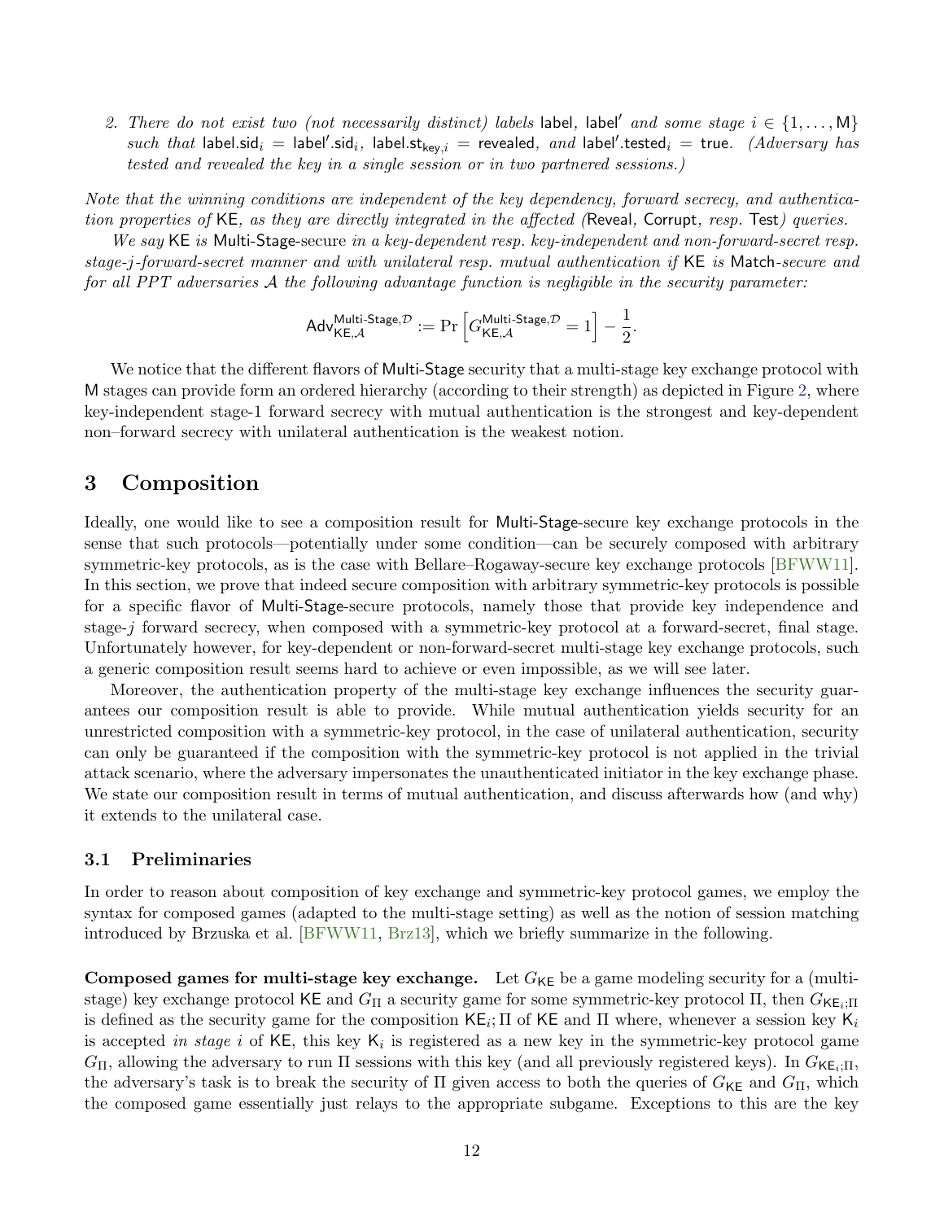2. *There do not exist two (not necessarily distinct) labels* label*,* label′ *and some stage* $i \in \{1, \ldots, \mathsf{M}\}$ *such that* $\mathsf{label.sid}_i = \mathsf{label'.sid}_i$*,* $\mathsf{label.st}_{\mathsf{key},i} = \mathsf{revealed}$*, and* $\mathsf{label'.tested}_i = \mathsf{true}$*. (Adversary has tested and revealed the key in a single session or in two partnered sessions.)*

*Note that the winning conditions are independent of the key dependency, forward secrecy, and authentication properties of* KE*, as they are directly integrated in the affected (*Reveal*,* Corrupt*, resp.* Test*) queries.*

*We say* KE *is* Multi-Stage*-secure in a key-dependent resp. key-independent and non-forward-secret resp. stage-$j$-forward-secret manner and with unilateral resp. mutual authentication if* KE *is* Match*-secure and for all PPT adversaries $\mathcal{A}$ the following advantage function is negligible in the security parameter:*

$$\mathsf{Adv}_{\mathsf{KE},\mathcal{A}}^{\mathsf{Multi\text{-}Stage},\mathcal{D}} := \Pr\left[G_{\mathsf{KE},\mathcal{A}}^{\mathsf{Multi\text{-}Stage},\mathcal{D}} = 1\right] - \frac{1}{2}.$$

We notice that the different flavors of Multi-Stage security that a multi-stage key exchange protocol with M stages can provide form an ordered hierarchy (according to their strength) as depicted in Figure 2, where key-independent stage-1 forward secrecy with mutual authentication is the strongest and key-dependent non–forward secrecy with unilateral authentication is the weakest notion.

## 3 Composition

Ideally, one would like to see a composition result for Multi-Stage-secure key exchange protocols in the sense that such protocols—potentially under some condition—can be securely composed with arbitrary symmetric-key protocols, as is the case with Bellare–Rogaway-secure key exchange protocols [BFWW11]. In this section, we prove that indeed secure composition with arbitrary symmetric-key protocols is possible for a specific flavor of Multi-Stage-secure protocols, namely those that provide key independence and stage-$j$ forward secrecy, when composed with a symmetric-key protocol at a forward-secret, final stage. Unfortunately however, for key-dependent or non-forward-secret multi-stage key exchange protocols, such a generic composition result seems hard to achieve or even impossible, as we will see later.

Moreover, the authentication property of the multi-stage key exchange influences the security guarantees our composition result is able to provide. While mutual authentication yields security for an unrestricted composition with a symmetric-key protocol, in the case of unilateral authentication, security can only be guaranteed if the composition with the symmetric-key protocol is not applied in the trivial attack scenario, where the adversary impersonates the unauthenticated initiator in the key exchange phase. We state our composition result in terms of mutual authentication, and discuss afterwards how (and why) it extends to the unilateral case.

### 3.1 Preliminaries

In order to reason about composition of key exchange and symmetric-key protocol games, we employ the syntax for composed games (adapted to the multi-stage setting) as well as the notion of session matching introduced by Brzuska et al. [BFWW11, Brz13], which we briefly summarize in the following.

**Composed games for multi-stage key exchange.** Let $G_{\mathsf{KE}}$ be a game modeling security for a (multi-stage) key exchange protocol KE and $G_\Pi$ a security game for some symmetric-key protocol $\Pi$, then $G_{\mathsf{KE}_i;\Pi}$ is defined as the security game for the composition $\mathsf{KE}_i;\Pi$ of KE and $\Pi$ where, whenever a session key $\mathsf{K}_i$ is accepted *in stage* $i$ of KE, this key $\mathsf{K}_i$ is registered as a new key in the symmetric-key protocol game $G_\Pi$, allowing the adversary to run $\Pi$ sessions with this key (and all previously registered keys). In $G_{\mathsf{KE}_i;\Pi}$, the adversary's task is to break the security of $\Pi$ given access to both the queries of $G_{\mathsf{KE}}$ and $G_\Pi$, which the composed game essentially just relays to the appropriate subgame. Exceptions to this are the key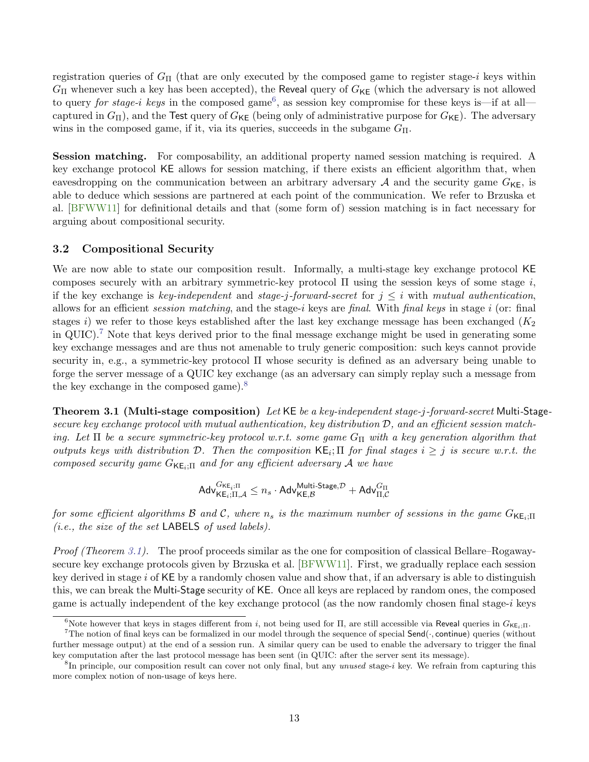registration queries of $G_\Pi$ (that are only executed by the composed game to register stage-$i$ keys within $G_\Pi$ whenever such a key has been accepted), the Reveal query of $G_{\mathsf{KE}}$ (which the adversary is not allowed to query *for stage-$i$ keys* in the composed game[6], as session key compromise for these keys is—if at all—captured in $G_\Pi$), and the Test query of $G_{\mathsf{KE}}$ (being only of administrative purpose for $G_{\mathsf{KE}}$). The adversary wins in the composed game, if it, via its queries, succeeds in the subgame $G_\Pi$.

**Session matching.** For composability, an additional property named session matching is required. A key exchange protocol KE allows for session matching, if there exists an efficient algorithm that, when eavesdropping on the communication between an arbitrary adversary $\mathcal{A}$ and the security game $G_{\mathsf{KE}}$, is able to deduce which sessions are partnered at each point of the communication. We refer to Brzuska et al. [BFWW11] for definitional details and that (some form of) session matching is in fact necessary for arguing about compositional security.

### 3.2 Compositional Security

We are now able to state our composition result. Informally, a multi-stage key exchange protocol KE composes securely with an arbitrary symmetric-key protocol $\Pi$ using the session keys of some stage $i$, if the key exchange is *key-independent* and *stage-$j$-forward-secret* for $j \leq i$ with *mutual authentication*, allows for an efficient *session matching*, and the stage-$i$ keys are *final*. With *final keys* in stage $i$ (or: final stages $i$) we refer to those keys established after the last key exchange message has been exchanged ($K_2$ in QUIC).[7] Note that keys derived prior to the final message exchange might be used in generating some key exchange messages and are thus not amenable to truly generic composition: such keys cannot provide security in, e.g., a symmetric-key protocol $\Pi$ whose security is defined as an adversary being unable to forge the server message of a QUIC key exchange (as an adversary can simply replay such a message from the key exchange in the composed game).[8]

**Theorem 3.1 (Multi-stage composition)** *Let* KE *be a key-independent stage-$j$-forward-secret* Multi-Stage-*secure key exchange protocol with mutual authentication, key distribution $\mathcal{D}$, and an efficient session matching. Let $\Pi$ be a secure symmetric-key protocol w.r.t. some game $G_\Pi$ with a key generation algorithm that outputs keys with distribution $\mathcal{D}$. Then the composition $\mathsf{KE}_i;\Pi$ for final stages $i \geq j$ is secure w.r.t. the composed security game $G_{\mathsf{KE}_i;\Pi}$ and for any efficient adversary $\mathcal{A}$ we have*

$$\mathsf{Adv}^{G_{\mathsf{KE}_i;\Pi}}_{\mathsf{KE}_i;\Pi,\mathcal{A}} \leq n_s \cdot \mathsf{Adv}^{\mathsf{Multi\text{-}Stage},\mathcal{D}}_{\mathsf{KE},\mathcal{B}} + \mathsf{Adv}^{G_\Pi}_{\Pi,\mathcal{C}}$$

*for some efficient algorithms $\mathcal{B}$ and $\mathcal{C}$, where $n_s$ is the maximum number of sessions in the game $G_{\mathsf{KE}_i;\Pi}$ (i.e., the size of the set* LABELS *of used labels).*

*Proof (Theorem 3.1).* The proof proceeds similar as the one for composition of classical Bellare–Rogaway-secure key exchange protocols given by Brzuska et al. [BFWW11]. First, we gradually replace each session key derived in stage $i$ of KE by a randomly chosen value and show that, if an adversary is able to distinguish this, we can break the Multi-Stage security of KE. Once all keys are replaced by random ones, the composed game is actually independent of the key exchange protocol (as the now randomly chosen final stage-$i$ keys

[6] Note however that keys in stages different from $i$, not being used for $\Pi$, are still accessible via Reveal queries in $G_{\mathsf{KE}_i;\Pi}$.

[7] The notion of final keys can be formalized in our model through the sequence of special Send($\cdot$, continue) queries (without further message output) at the end of a session run. A similar query can be used to enable the adversary to trigger the final key computation after the last protocol message has been sent (in QUIC: after the server sent its message).

[8] In principle, our composition result can cover not only final, but any *unused* stage-$i$ key. We refrain from capturing this more complex notion of non-usage of keys here.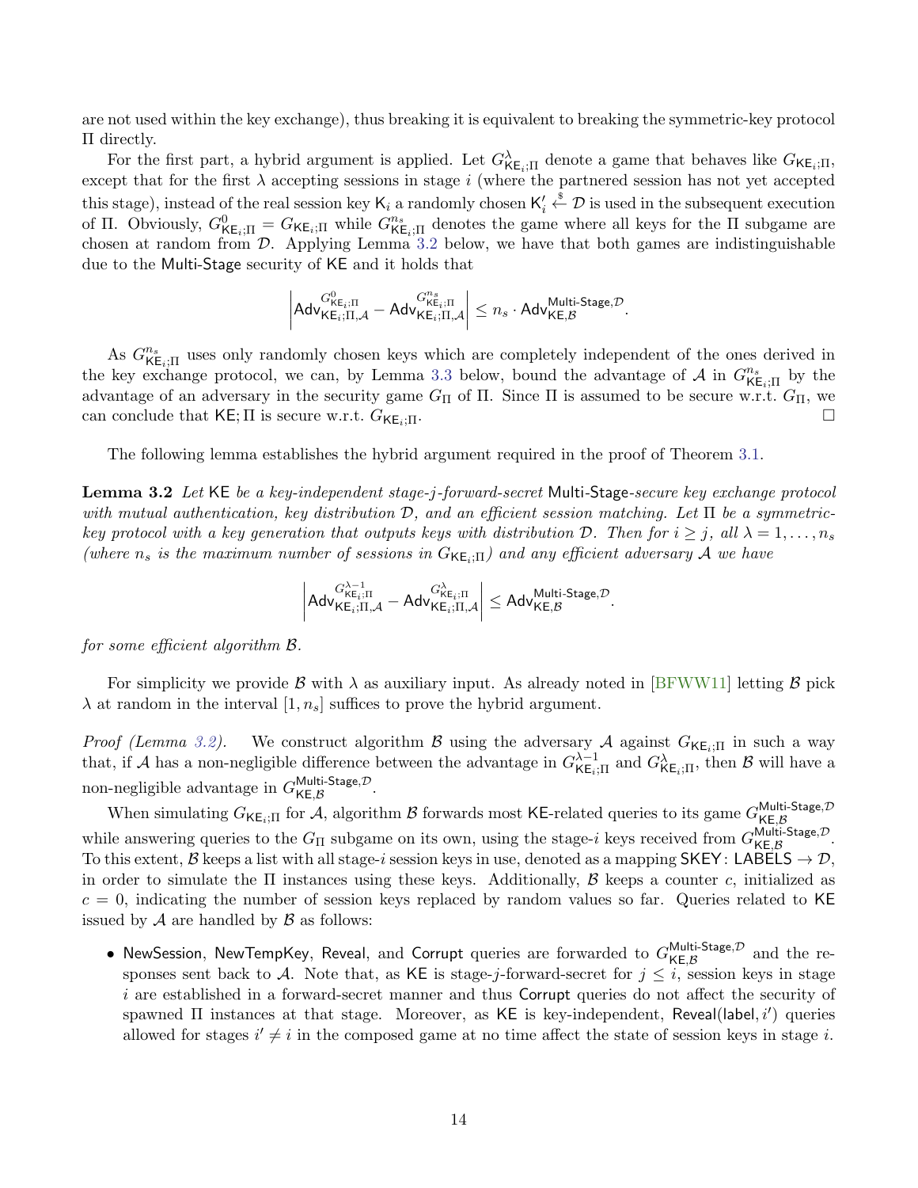are not used within the key exchange), thus breaking it is equivalent to breaking the symmetric-key protocol $\Pi$ directly.

For the first part, a hybrid argument is applied. Let $G^{\lambda}_{\mathsf{KE}_i;\Pi}$ denote a game that behaves like $G_{\mathsf{KE}_i;\Pi}$, except that for the first $\lambda$ accepting sessions in stage $i$ (where the partnered session has not yet accepted this stage), instead of the real session key $\mathsf{K}_i$ a randomly chosen $\mathsf{K}'_i \xleftarrow{\$} \mathcal{D}$ is used in the subsequent execution of $\Pi$. Obviously, $G^{0}_{\mathsf{KE}_i;\Pi} = G_{\mathsf{KE}_i;\Pi}$ while $G^{n_s}_{\mathsf{KE}_i;\Pi}$ denotes the game where all keys for the $\Pi$ subgame are chosen at random from $\mathcal{D}$. Applying Lemma 3.2 below, we have that both games are indistinguishable due to the Multi-Stage security of KE and it holds that

$$\left|\mathsf{Adv}^{G^{0}_{\mathsf{KE}_i;\Pi}}_{\mathsf{KE}_i;\Pi,\mathcal{A}} - \mathsf{Adv}^{G^{n_s}_{\mathsf{KE}_i;\Pi}}_{\mathsf{KE}_i;\Pi,\mathcal{A}}\right| \leq n_s \cdot \mathsf{Adv}^{\mathsf{Multi\text{-}Stage},\mathcal{D}}_{\mathsf{KE},\mathcal{B}}.$$

As $G^{n_s}_{\mathsf{KE}_i;\Pi}$ uses only randomly chosen keys which are completely independent of the ones derived in the key exchange protocol, we can, by Lemma 3.3 below, bound the advantage of $\mathcal{A}$ in $G^{n_s}_{\mathsf{KE}_i;\Pi}$ by the advantage of an adversary in the security game $G_\Pi$ of $\Pi$. Since $\Pi$ is assumed to be secure w.r.t. $G_\Pi$, we can conclude that $\mathsf{KE};\Pi$ is secure w.r.t. $G_{\mathsf{KE}_i;\Pi}$. □

The following lemma establishes the hybrid argument required in the proof of Theorem 3.1.

**Lemma 3.2** *Let* KE *be a key-independent stage-$j$-forward-secret* Multi-Stage*-secure key exchange protocol with mutual authentication, key distribution $\mathcal{D}$, and an efficient session matching. Let $\Pi$ be a symmetric-key protocol with a key generation that outputs keys with distribution $\mathcal{D}$. Then for $i \geq j$, all $\lambda = 1, \ldots, n_s$ (where $n_s$ is the maximum number of sessions in $G_{\mathsf{KE}_i;\Pi}$) and any efficient adversary $\mathcal{A}$ we have*

$$\left|\mathsf{Adv}^{G^{\lambda-1}_{\mathsf{KE}_i;\Pi}}_{\mathsf{KE}_i;\Pi,\mathcal{A}} - \mathsf{Adv}^{G^{\lambda}_{\mathsf{KE}_i;\Pi}}_{\mathsf{KE}_i;\Pi,\mathcal{A}}\right| \leq \mathsf{Adv}^{\mathsf{Multi\text{-}Stage},\mathcal{D}}_{\mathsf{KE},\mathcal{B}}.$$

*for some efficient algorithm $\mathcal{B}$.*

For simplicity we provide $\mathcal{B}$ with $\lambda$ as auxiliary input. As already noted in [BFWW11] letting $\mathcal{B}$ pick $\lambda$ at random in the interval $[1, n_s]$ suffices to prove the hybrid argument.

*Proof (Lemma 3.2).* We construct algorithm $\mathcal{B}$ using the adversary $\mathcal{A}$ against $G_{\mathsf{KE}_i;\Pi}$ in such a way that, if $\mathcal{A}$ has a non-negligible difference between the advantage in $G^{\lambda-1}_{\mathsf{KE}_i;\Pi}$ and $G^{\lambda}_{\mathsf{KE}_i;\Pi}$, then $\mathcal{B}$ will have a non-negligible advantage in $G^{\mathsf{Multi\text{-}Stage},\mathcal{D}}_{\mathsf{KE},\mathcal{B}}$.

When simulating $G_{\mathsf{KE}_i;\Pi}$ for $\mathcal{A}$, algorithm $\mathcal{B}$ forwards most KE-related queries to its game $G^{\mathsf{Multi\text{-}Stage},\mathcal{D}}_{\mathsf{KE},\mathcal{B}}$ while answering queries to the $G_\Pi$ subgame on its own, using the stage-$i$ keys received from $G^{\mathsf{Multi\text{-}Stage},\mathcal{D}}_{\mathsf{KE},\mathcal{B}}$. To this extent, $\mathcal{B}$ keeps a list with all stage-$i$ session keys in use, denoted as a mapping $\mathsf{SKEY}\colon \mathsf{LABELS} \to \mathcal{D}$, in order to simulate the $\Pi$ instances using these keys. Additionally, $\mathcal{B}$ keeps a counter $c$, initialized as $c = 0$, indicating the number of session keys replaced by random values so far. Queries related to KE issued by $\mathcal{A}$ are handled by $\mathcal{B}$ as follows:

- NewSession, NewTempKey, Reveal, and Corrupt queries are forwarded to $G^{\mathsf{Multi\text{-}Stage},\mathcal{D}}_{\mathsf{KE},\mathcal{B}}$ and the responses sent back to $\mathcal{A}$. Note that, as KE is stage-$j$-forward-secret for $j \leq i$, session keys in stage $i$ are established in a forward-secret manner and thus Corrupt queries do not affect the security of spawned $\Pi$ instances at that stage. Moreover, as KE is key-independent, $\mathsf{Reveal}(\mathsf{label}, i')$ queries allowed for stages $i' \neq i$ in the composed game at no time affect the state of session keys in stage $i$.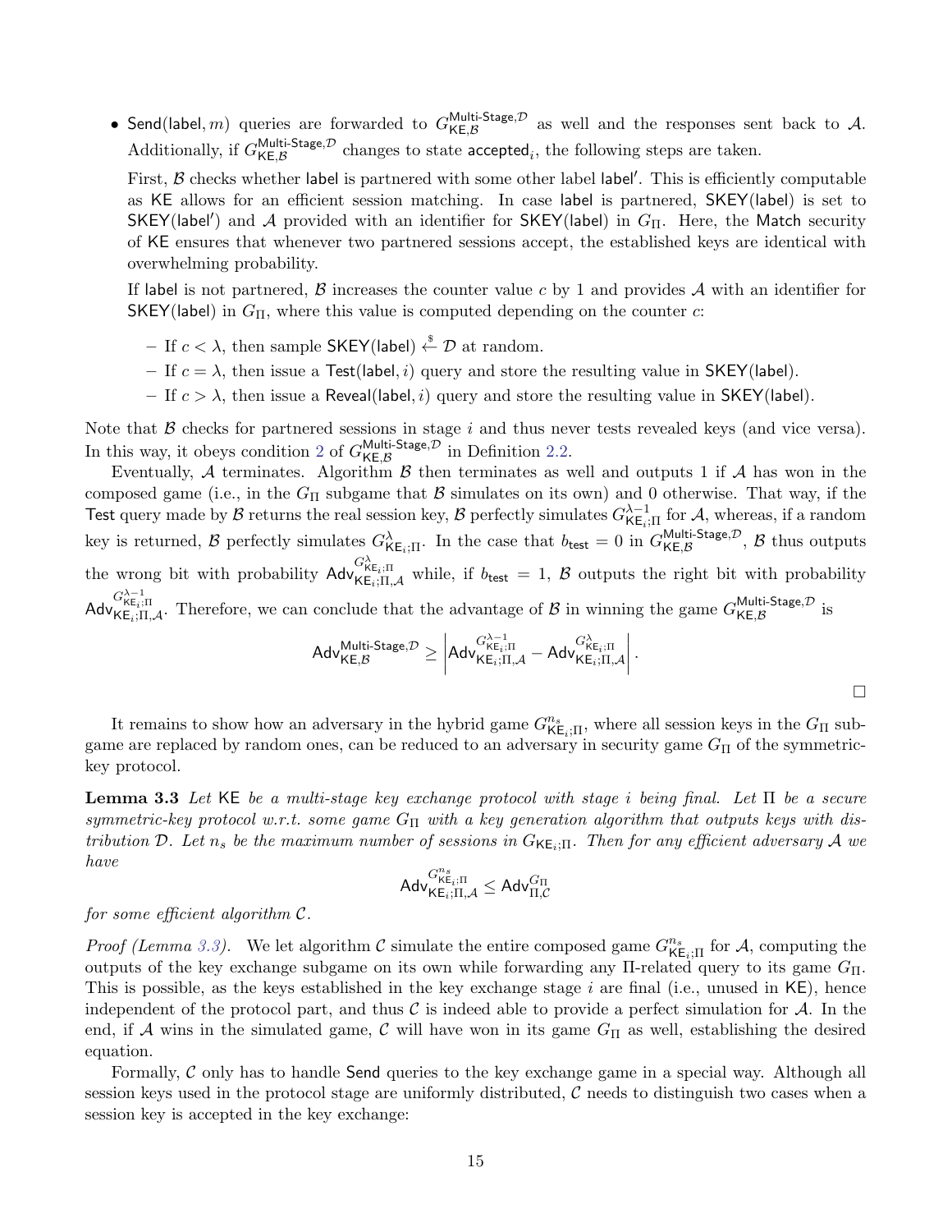- $\mathsf{Send}(\mathsf{label}, m)$ queries are forwarded to $G_{\mathsf{KE},\mathcal{B}}^{\mathsf{Multi\text{-}Stage},\mathcal{D}}$ as well and the responses sent back to $\mathcal{A}$. Additionally, if $G_{\mathsf{KE},\mathcal{B}}^{\mathsf{Multi\text{-}Stage},\mathcal{D}}$ changes to state $\mathsf{accepted}_i$, the following steps are taken.

  First, $\mathcal{B}$ checks whether $\mathsf{label}$ is partnered with some other label $\mathsf{label}'$. This is efficiently computable as $\mathsf{KE}$ allows for an efficient session matching. In case $\mathsf{label}$ is partnered, $\mathsf{SKEY}(\mathsf{label})$ is set to $\mathsf{SKEY}(\mathsf{label}')$ and $\mathcal{A}$ provided with an identifier for $\mathsf{SKEY}(\mathsf{label})$ in $G_\Pi$. Here, the $\mathsf{Match}$ security of $\mathsf{KE}$ ensures that whenever two partnered sessions accept, the established keys are identical with overwhelming probability.

  If $\mathsf{label}$ is not partnered, $\mathcal{B}$ increases the counter value $c$ by 1 and provides $\mathcal{A}$ with an identifier for $\mathsf{SKEY}(\mathsf{label})$ in $G_\Pi$, where this value is computed depending on the counter $c$:

  - If $c < \lambda$, then sample $\mathsf{SKEY}(\mathsf{label}) \xleftarrow{\$} \mathcal{D}$ at random.
  - If $c = \lambda$, then issue a $\mathsf{Test}(\mathsf{label}, i)$ query and store the resulting value in $\mathsf{SKEY}(\mathsf{label})$.
  - If $c > \lambda$, then issue a $\mathsf{Reveal}(\mathsf{label}, i)$ query and store the resulting value in $\mathsf{SKEY}(\mathsf{label})$.

Note that $\mathcal{B}$ checks for partnered sessions in stage $i$ and thus never tests revealed keys (and vice versa). In this way, it obeys condition 2 of $G_{\mathsf{KE},\mathcal{B}}^{\mathsf{Multi\text{-}Stage},\mathcal{D}}$ in Definition 2.2.

Eventually, $\mathcal{A}$ terminates. Algorithm $\mathcal{B}$ then terminates as well and outputs 1 if $\mathcal{A}$ has won in the composed game (i.e., in the $G_\Pi$ subgame that $\mathcal{B}$ simulates on its own) and 0 otherwise. That way, if the $\mathsf{Test}$ query made by $\mathcal{B}$ returns the real session key, $\mathcal{B}$ perfectly simulates $G^{\lambda-1}_{\mathsf{KE}_i;\Pi}$ for $\mathcal{A}$, whereas, if a random key is returned, $\mathcal{B}$ perfectly simulates $G^{\lambda}_{\mathsf{KE}_i;\Pi}$. In the case that $b_{\mathsf{test}} = 0$ in $G_{\mathsf{KE},\mathcal{B}}^{\mathsf{Multi\text{-}Stage},\mathcal{D}}$, $\mathcal{B}$ thus outputs the wrong bit with probability $\mathsf{Adv}_{\mathsf{KE}_i;\Pi,\mathcal{A}}^{G^{\lambda}_{\mathsf{KE}_i;\Pi}}$ while, if $b_{\mathsf{test}} = 1$, $\mathcal{B}$ outputs the right bit with probability $\mathsf{Adv}_{\mathsf{KE}_i;\Pi,\mathcal{A}}^{G^{\lambda-1}_{\mathsf{KE}_i;\Pi}}$. Therefore, we can conclude that the advantage of $\mathcal{B}$ in winning the game $G_{\mathsf{KE},\mathcal{B}}^{\mathsf{Multi\text{-}Stage},\mathcal{D}}$ is

$$\mathsf{Adv}_{\mathsf{KE},\mathcal{B}}^{\mathsf{Multi\text{-}Stage},\mathcal{D}} \geq \left| \mathsf{Adv}_{\mathsf{KE}_i;\Pi,\mathcal{A}}^{G^{\lambda-1}_{\mathsf{KE}_i;\Pi}} - \mathsf{Adv}_{\mathsf{KE}_i;\Pi,\mathcal{A}}^{G^{\lambda}_{\mathsf{KE}_i;\Pi}} \right|.$$

□

It remains to show how an adversary in the hybrid game $G^{n_s}_{\mathsf{KE}_i;\Pi}$, where all session keys in the $G_\Pi$ subgame are replaced by random ones, can be reduced to an adversary in security game $G_\Pi$ of the symmetric-key protocol.

**Lemma 3.3** *Let $\mathsf{KE}$ be a multi-stage key exchange protocol with stage $i$ being final. Let $\Pi$ be a secure symmetric-key protocol w.r.t. some game $G_\Pi$ with a key generation algorithm that outputs keys with distribution $\mathcal{D}$. Let $n_s$ be the maximum number of sessions in $G_{\mathsf{KE}_i;\Pi}$. Then for any efficient adversary $\mathcal{A}$ we have*

$$\mathsf{Adv}_{\mathsf{KE}_i;\Pi,\mathcal{A}}^{G^{n_s}_{\mathsf{KE}_i;\Pi}} \leq \mathsf{Adv}_{\Pi,\mathcal{C}}^{G_\Pi}$$

*for some efficient algorithm $\mathcal{C}$.*

*Proof (Lemma 3.3).* We let algorithm $\mathcal{C}$ simulate the entire composed game $G^{n_s}_{\mathsf{KE}_i;\Pi}$ for $\mathcal{A}$, computing the outputs of the key exchange subgame on its own while forwarding any $\Pi$-related query to its game $G_\Pi$. This is possible, as the keys established in the key exchange stage $i$ are final (i.e., unused in $\mathsf{KE}$), hence independent of the protocol part, and thus $\mathcal{C}$ is indeed able to provide a perfect simulation for $\mathcal{A}$. In the end, if $\mathcal{A}$ wins in the simulated game, $\mathcal{C}$ will have won in its game $G_\Pi$ as well, establishing the desired equation.

Formally, $\mathcal{C}$ only has to handle $\mathsf{Send}$ queries to the key exchange game in a special way. Although all session keys used in the protocol stage are uniformly distributed, $\mathcal{C}$ needs to distinguish two cases when a session key is accepted in the key exchange: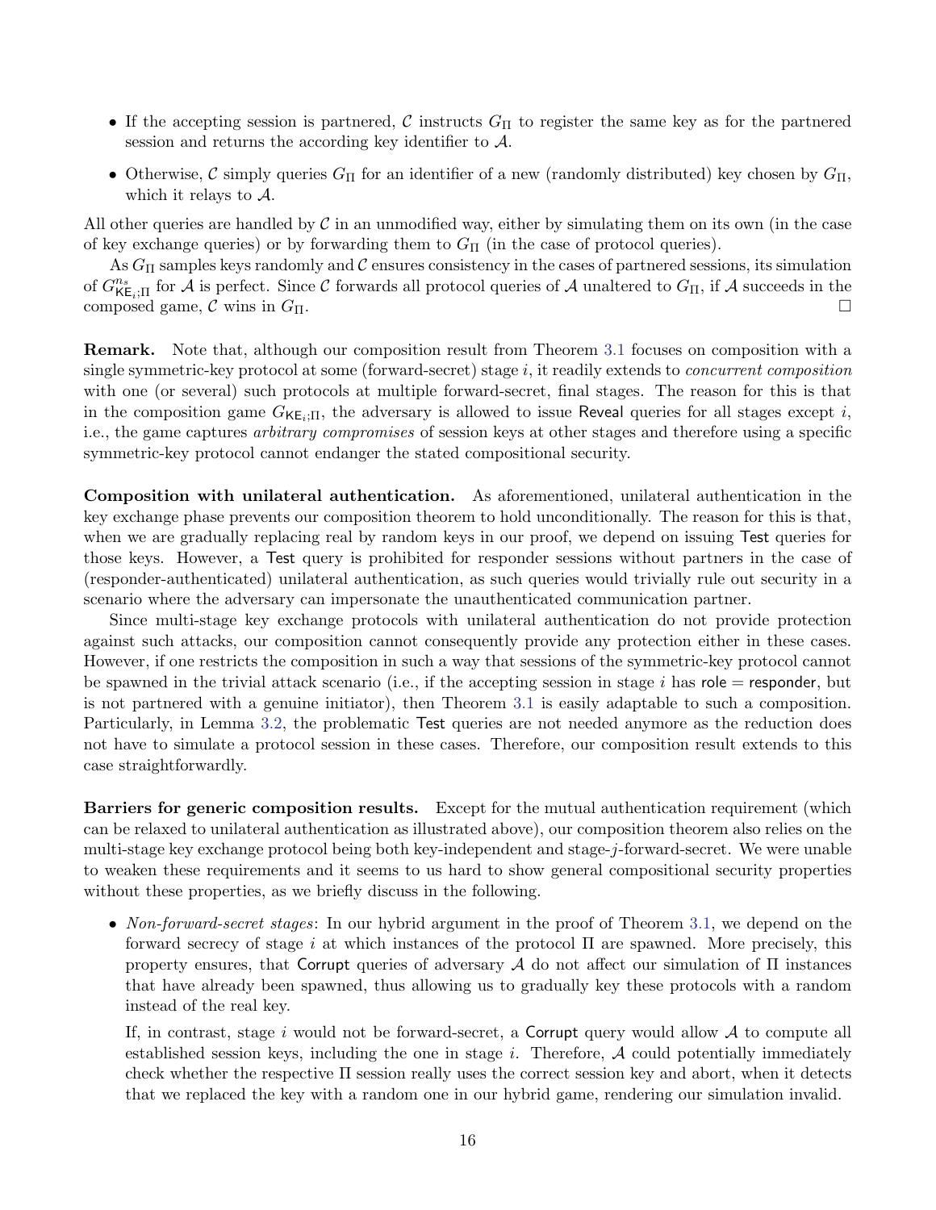- If the accepting session is partnered, $\mathcal{C}$ instructs $G_\Pi$ to register the same key as for the partnered session and returns the according key identifier to $\mathcal{A}$.
- Otherwise, $\mathcal{C}$ simply queries $G_\Pi$ for an identifier of a new (randomly distributed) key chosen by $G_\Pi$, which it relays to $\mathcal{A}$.

All other queries are handled by $\mathcal{C}$ in an unmodified way, either by simulating them on its own (in the case of key exchange queries) or by forwarding them to $G_\Pi$ (in the case of protocol queries).

As $G_\Pi$ samples keys randomly and $\mathcal{C}$ ensures consistency in the cases of partnered sessions, its simulation of $G^{n_s}_{\mathsf{KE}_i;\Pi}$ for $\mathcal{A}$ is perfect. Since $\mathcal{C}$ forwards all protocol queries of $\mathcal{A}$ unaltered to $G_\Pi$, if $\mathcal{A}$ succeeds in the composed game, $\mathcal{C}$ wins in $G_\Pi$. $\square$

**Remark.** Note that, although our composition result from Theorem 3.1 focuses on composition with a single symmetric-key protocol at some (forward-secret) stage $i$, it readily extends to *concurrent composition* with one (or several) such protocols at multiple forward-secret, final stages. The reason for this is that in the composition game $G_{\mathsf{KE}_i;\Pi}$, the adversary is allowed to issue Reveal queries for all stages except $i$, i.e., the game captures *arbitrary compromises* of session keys at other stages and therefore using a specific symmetric-key protocol cannot endanger the stated compositional security.

**Composition with unilateral authentication.** As aforementioned, unilateral authentication in the key exchange phase prevents our composition theorem to hold unconditionally. The reason for this is that, when we are gradually replacing real by random keys in our proof, we depend on issuing Test queries for those keys. However, a Test query is prohibited for responder sessions without partners in the case of (responder-authenticated) unilateral authentication, as such queries would trivially rule out security in a scenario where the adversary can impersonate the unauthenticated communication partner.

Since multi-stage key exchange protocols with unilateral authentication do not provide protection against such attacks, our composition cannot consequently provide any protection either in these cases. However, if one restricts the composition in such a way that sessions of the symmetric-key protocol cannot be spawned in the trivial attack scenario (i.e., if the accepting session in stage $i$ has $\mathsf{role} = \mathsf{responder}$, but is not partnered with a genuine initiator), then Theorem 3.1 is easily adaptable to such a composition. Particularly, in Lemma 3.2, the problematic Test queries are not needed anymore as the reduction does not have to simulate a protocol session in these cases. Therefore, our composition result extends to this case straightforwardly.

**Barriers for generic composition results.** Except for the mutual authentication requirement (which can be relaxed to unilateral authentication as illustrated above), our composition theorem also relies on the multi-stage key exchange protocol being both key-independent and stage-$j$-forward-secret. We were unable to weaken these requirements and it seems to us hard to show general compositional security properties without these properties, as we briefly discuss in the following.

- *Non-forward-secret stages*: In our hybrid argument in the proof of Theorem 3.1, we depend on the forward secrecy of stage $i$ at which instances of the protocol $\Pi$ are spawned. More precisely, this property ensures, that Corrupt queries of adversary $\mathcal{A}$ do not affect our simulation of $\Pi$ instances that have already been spawned, thus allowing us to gradually key these protocols with a random instead of the real key.

  If, in contrast, stage $i$ would not be forward-secret, a Corrupt query would allow $\mathcal{A}$ to compute all established session keys, including the one in stage $i$. Therefore, $\mathcal{A}$ could potentially immediately check whether the respective $\Pi$ session really uses the correct session key and abort, when it detects that we replaced the key with a random one in our hybrid game, rendering our simulation invalid.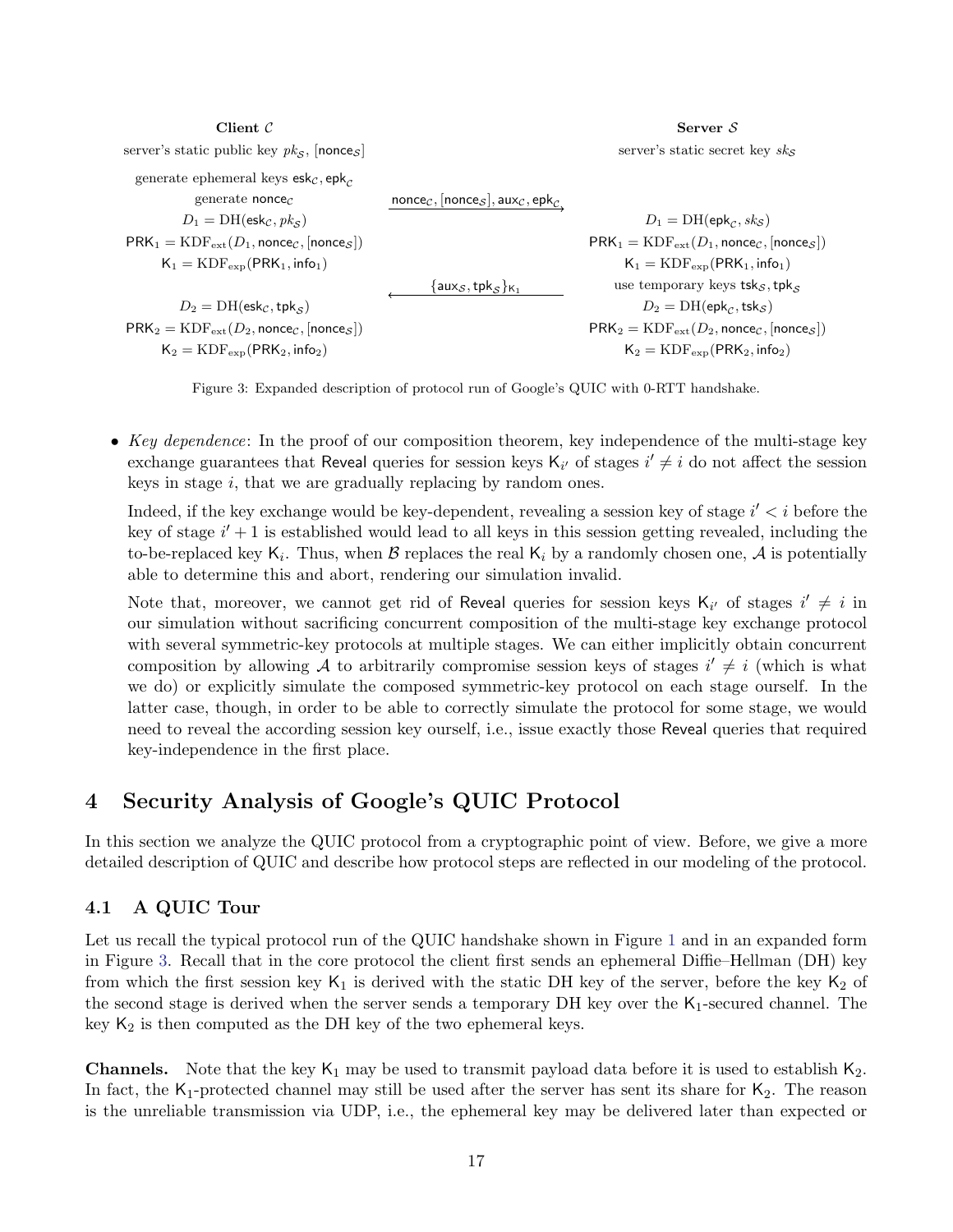| Client $\mathcal{C}$ | | Server $\mathcal{S}$ |
|---|---|---|
| server's static public key $pk_\mathcal{S}$, $[\mathsf{nonce}_\mathcal{S}]$ | | server's static secret key $sk_\mathcal{S}$ |
| generate ephemeral keys $\mathsf{esk}_\mathcal{C}, \mathsf{epk}_\mathcal{C}$ | | |
| generate $\mathsf{nonce}_\mathcal{C}$ | $\xrightarrow{\mathsf{nonce}_\mathcal{C}, [\mathsf{nonce}_\mathcal{S}], \mathsf{aux}_\mathcal{C}, \mathsf{epk}_\mathcal{C}}$ | |
| $D_1 = \mathrm{DH}(\mathsf{esk}_\mathcal{C}, pk_\mathcal{S})$ | | $D_1 = \mathrm{DH}(\mathsf{epk}_\mathcal{C}, sk_\mathcal{S})$ |
| $\mathsf{PRK}_1 = \mathrm{KDF}_{\mathrm{ext}}(D_1, \mathsf{nonce}_\mathcal{C}, [\mathsf{nonce}_\mathcal{S}])$ | | $\mathsf{PRK}_1 = \mathrm{KDF}_{\mathrm{ext}}(D_1, \mathsf{nonce}_\mathcal{C}, [\mathsf{nonce}_\mathcal{S}])$ |
| $\mathsf{K}_1 = \mathrm{KDF}_{\mathrm{exp}}(\mathsf{PRK}_1, \mathsf{info}_1)$ | | $\mathsf{K}_1 = \mathrm{KDF}_{\mathrm{exp}}(\mathsf{PRK}_1, \mathsf{info}_1)$ |
| | $\xleftarrow{\{\mathsf{aux}_\mathcal{S}, \mathsf{tpk}_\mathcal{S}\}_{\mathsf{K}_1}}$ | use temporary keys $\mathsf{tsk}_\mathcal{S}, \mathsf{tpk}_\mathcal{S}$ |
| $D_2 = \mathrm{DH}(\mathsf{esk}_\mathcal{C}, \mathsf{tpk}_\mathcal{S})$ | | $D_2 = \mathrm{DH}(\mathsf{epk}_\mathcal{C}, \mathsf{tsk}_\mathcal{S})$ |
| $\mathsf{PRK}_2 = \mathrm{KDF}_{\mathrm{ext}}(D_2, \mathsf{nonce}_\mathcal{C}, [\mathsf{nonce}_\mathcal{S}])$ | | $\mathsf{PRK}_2 = \mathrm{KDF}_{\mathrm{ext}}(D_2, \mathsf{nonce}_\mathcal{C}, [\mathsf{nonce}_\mathcal{S}])$ |
| $\mathsf{K}_2 = \mathrm{KDF}_{\mathrm{exp}}(\mathsf{PRK}_2, \mathsf{info}_2)$ | | $\mathsf{K}_2 = \mathrm{KDF}_{\mathrm{exp}}(\mathsf{PRK}_2, \mathsf{info}_2)$ |

Figure 3: Expanded description of protocol run of Google's QUIC with 0-RTT handshake.

- *Key dependence*: In the proof of our composition theorem, key independence of the multi-stage key exchange guarantees that Reveal queries for session keys $\mathsf{K}_{i'}$ of stages $i' \neq i$ do not affect the session keys in stage $i$, that we are gradually replacing by random ones.

  Indeed, if the key exchange would be key-dependent, revealing a session key of stage $i' < i$ before the key of stage $i'+1$ is established would lead to all keys in this session getting revealed, including the to-be-replaced key $\mathsf{K}_i$. Thus, when $\mathcal{B}$ replaces the real $\mathsf{K}_i$ by a randomly chosen one, $\mathcal{A}$ is potentially able to determine this and abort, rendering our simulation invalid.

  Note that, moreover, we cannot get rid of Reveal queries for session keys $\mathsf{K}_{i'}$ of stages $i' \neq i$ in our simulation without sacrificing concurrent composition of the multi-stage key exchange protocol with several symmetric-key protocols at multiple stages. We can either implicitly obtain concurrent composition by allowing $\mathcal{A}$ to arbitrarily compromise session keys of stages $i' \neq i$ (which is what we do) or explicitly simulate the composed symmetric-key protocol on each stage ourself. In the latter case, though, in order to be able to correctly simulate the protocol for some stage, we would need to reveal the according session key ourself, i.e., issue exactly those Reveal queries that required key-independence in the first place.

# 4 Security Analysis of Google's QUIC Protocol

In this section we analyze the QUIC protocol from a cryptographic point of view. Before, we give a more detailed description of QUIC and describe how protocol steps are reflected in our modeling of the protocol.

## 4.1 A QUIC Tour

Let us recall the typical protocol run of the QUIC handshake shown in Figure 1 and in an expanded form in Figure 3. Recall that in the core protocol the client first sends an ephemeral Diffie–Hellman (DH) key from which the first session key $\mathsf{K}_1$ is derived with the static DH key of the server, before the key $\mathsf{K}_2$ of the second stage is derived when the server sends a temporary DH key over the $\mathsf{K}_1$-secured channel. The key $\mathsf{K}_2$ is then computed as the DH key of the two ephemeral keys.

**Channels.** Note that the key $\mathsf{K}_1$ may be used to transmit payload data before it is used to establish $\mathsf{K}_2$. In fact, the $\mathsf{K}_1$-protected channel may still be used after the server has sent its share for $\mathsf{K}_2$. The reason is the unreliable transmission via UDP, i.e., the ephemeral key may be delivered later than expected or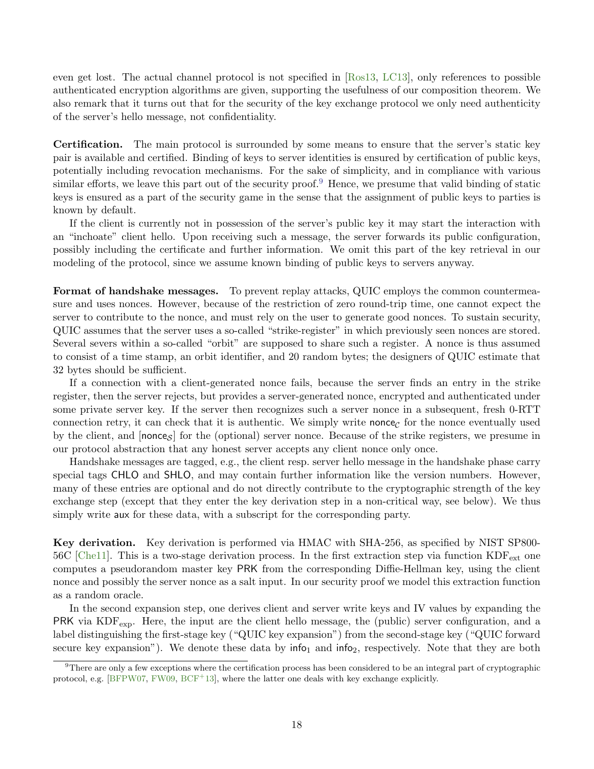even get lost. The actual channel protocol is not specified in [Ros13, LC13], only references to possible authenticated encryption algorithms are given, supporting the usefulness of our composition theorem. We also remark that it turns out that for the security of the key exchange protocol we only need authenticity of the server's hello message, not confidentiality.

**Certification.** The main protocol is surrounded by some means to ensure that the server's static key pair is available and certified. Binding of keys to server identities is ensured by certification of public keys, potentially including revocation mechanisms. For the sake of simplicity, and in compliance with various similar efforts, we leave this part out of the security proof.[9] Hence, we presume that valid binding of static keys is ensured as a part of the security game in the sense that the assignment of public keys to parties is known by default.

If the client is currently not in possession of the server's public key it may start the interaction with an "inchoate" client hello. Upon receiving such a message, the server forwards its public configuration, possibly including the certificate and further information. We omit this part of the key retrieval in our modeling of the protocol, since we assume known binding of public keys to servers anyway.

**Format of handshake messages.** To prevent replay attacks, QUIC employs the common countermeasure and uses nonces. However, because of the restriction of zero round-trip time, one cannot expect the server to contribute to the nonce, and must rely on the user to generate good nonces. To sustain security, QUIC assumes that the server uses a so-called "strike-register" in which previously seen nonces are stored. Several severs within a so-called "orbit" are supposed to share such a register. A nonce is thus assumed to consist of a time stamp, an orbit identifier, and 20 random bytes; the designers of QUIC estimate that 32 bytes should be sufficient.

If a connection with a client-generated nonce fails, because the server finds an entry in the strike register, then the server rejects, but provides a server-generated nonce, encrypted and authenticated under some private server key. If the server then recognizes such a server nonce in a subsequent, fresh 0-RTT connection retry, it can check that it is authentic. We simply write $\mathsf{nonce}_{\mathcal{C}}$ for the nonce eventually used by the client, and $[\mathsf{nonce}_{\mathcal{S}}]$ for the (optional) server nonce. Because of the strike registers, we presume in our protocol abstraction that any honest server accepts any client nonce only once.

Handshake messages are tagged, e.g., the client resp. server hello message in the handshake phase carry special tags CHLO and SHLO, and may contain further information like the version numbers. However, many of these entries are optional and do not directly contribute to the cryptographic strength of the key exchange step (except that they enter the key derivation step in a non-critical way, see below). We thus simply write $\mathsf{aux}$ for these data, with a subscript for the corresponding party.

**Key derivation.** Key derivation is performed via HMAC with SHA-256, as specified by NIST SP800-56C [Che11]. This is a two-stage derivation process. In the first extraction step via function $\mathrm{KDF}_{\mathrm{ext}}$ one computes a pseudorandom master key $\mathsf{PRK}$ from the corresponding Diffie-Hellman key, using the client nonce and possibly the server nonce as a salt input. In our security proof we model this extraction function as a random oracle.

In the second expansion step, one derives client and server write keys and IV values by expanding the $\mathsf{PRK}$ via $\mathrm{KDF}_{\mathrm{exp}}$. Here, the input are the client hello message, the (public) server configuration, and a label distinguishing the first-stage key ("QUIC key expansion") from the second-stage key ("QUIC forward secure key expansion"). We denote these data by $\mathsf{info}_1$ and $\mathsf{info}_2$, respectively. Note that they are both

[9] There are only a few exceptions where the certification process has been considered to be an integral part of cryptographic protocol, e.g. [BFPW07, FW09, BCF+13], where the latter one deals with key exchange explicitly.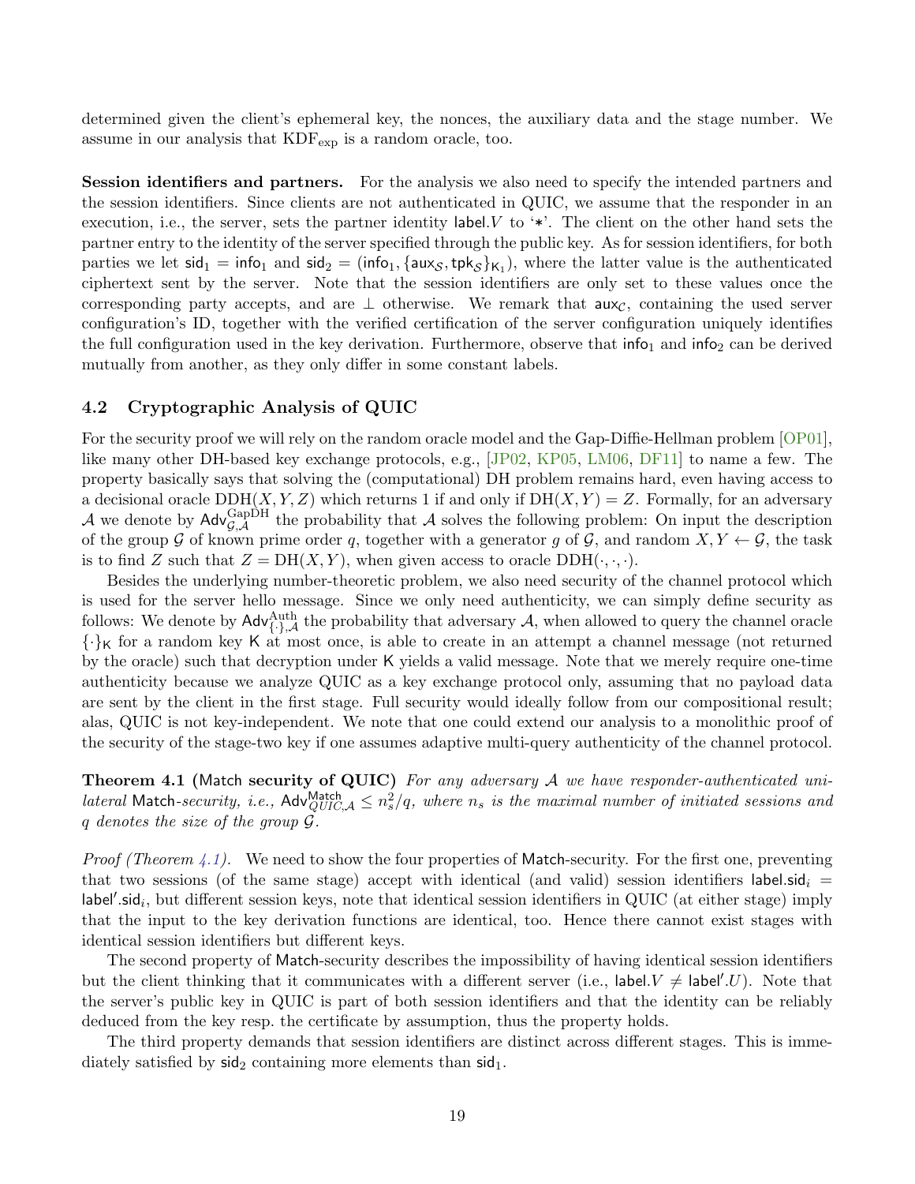determined given the client's ephemeral key, the nonces, the auxiliary data and the stage number. We assume in our analysis that $\mathrm{KDF}_{\mathrm{exp}}$ is a random oracle, too.

**Session identifiers and partners.** For the analysis we also need to specify the intended partners and the session identifiers. Since clients are not authenticated in QUIC, we assume that the responder in an execution, i.e., the server, sets the partner identity $\mathsf{label}.V$ to '$*$'. The client on the other hand sets the partner entry to the identity of the server specified through the public key. As for session identifiers, for both parties we let $\mathsf{sid}_1 = \mathsf{info}_1$ and $\mathsf{sid}_2 = (\mathsf{info}_1, \{\mathsf{aux}_{\mathcal{S}}, \mathsf{tpk}_{\mathcal{S}}\}_{\mathsf{K}_1})$, where the latter value is the authenticated ciphertext sent by the server. Note that the session identifiers are only set to these values once the corresponding party accepts, and are $\perp$ otherwise. We remark that $\mathsf{aux}_{\mathcal{C}}$, containing the used server configuration's ID, together with the verified certification of the server configuration uniquely identifies the full configuration used in the key derivation. Furthermore, observe that $\mathsf{info}_1$ and $\mathsf{info}_2$ can be derived mutually from another, as they only differ in some constant labels.

### 4.2 Cryptographic Analysis of QUIC

For the security proof we will rely on the random oracle model and the Gap-Diffie-Hellman problem [OP01], like many other DH-based key exchange protocols, e.g., [JP02, KP05, LM06, DF11] to name a few. The property basically says that solving the (computational) DH problem remains hard, even having access to a decisional oracle $\mathrm{DDH}(X, Y, Z)$ which returns 1 if and only if $\mathrm{DH}(X, Y) = Z$. Formally, for an adversary $\mathcal{A}$ we denote by $\mathsf{Adv}^{\mathrm{GapDH}}_{\mathcal{G},\mathcal{A}}$ the probability that $\mathcal{A}$ solves the following problem: On input the description of the group $\mathcal{G}$ of known prime order $q$, together with a generator $g$ of $\mathcal{G}$, and random $X, Y \leftarrow \mathcal{G}$, the task is to find $Z$ such that $Z = \mathrm{DH}(X, Y)$, when given access to oracle $\mathrm{DDH}(\cdot, \cdot, \cdot)$.

Besides the underlying number-theoretic problem, we also need security of the channel protocol which is used for the server hello message. Since we only need authenticity, we can simply define security as follows: We denote by $\mathsf{Adv}^{\mathrm{Auth}}_{\{\cdot\},\mathcal{A}}$ the probability that adversary $\mathcal{A}$, when allowed to query the channel oracle $\{\cdot\}_{\mathsf{K}}$ for a random key $\mathsf{K}$ at most once, is able to create in an attempt a channel message (not returned by the oracle) such that decryption under $\mathsf{K}$ yields a valid message. Note that we merely require one-time authenticity because we analyze QUIC as a key exchange protocol only, assuming that no payload data are sent by the client in the first stage. Full security would ideally follow from our compositional result; alas, QUIC is not key-independent. We note that one could extend our analysis to a monolithic proof of the security of the stage-two key if one assumes adaptive multi-query authenticity of the channel protocol.

**Theorem 4.1** ($\mathsf{Match}$ **security of QUIC**) *For any adversary $\mathcal{A}$ we have responder-authenticated unilateral* $\mathsf{Match}$*-security, i.e.,* $\mathsf{Adv}^{\mathsf{Match}}_{QUIC,\mathcal{A}} \leq n_s^2/q$*, where $n_s$ is the maximal number of initiated sessions and $q$ denotes the size of the group $\mathcal{G}$.*

*Proof (Theorem 4.1).* We need to show the four properties of $\mathsf{Match}$-security. For the first one, preventing that two sessions (of the same stage) accept with identical (and valid) session identifiers $\mathsf{label}.\mathsf{sid}_i = \mathsf{label}'.\mathsf{sid}_i$, but different session keys, note that identical session identifiers in QUIC (at either stage) imply that the input to the key derivation functions are identical, too. Hence there cannot exist stages with identical session identifiers but different keys.

The second property of $\mathsf{Match}$-security describes the impossibility of having identical session identifiers but the client thinking that it communicates with a different server (i.e., $\mathsf{label}.V \neq \mathsf{label}'.U$). Note that the server's public key in QUIC is part of both session identifiers and that the identity can be reliably deduced from the key resp. the certificate by assumption, thus the property holds.

The third property demands that session identifiers are distinct across different stages. This is immediately satisfied by $\mathsf{sid}_2$ containing more elements than $\mathsf{sid}_1$.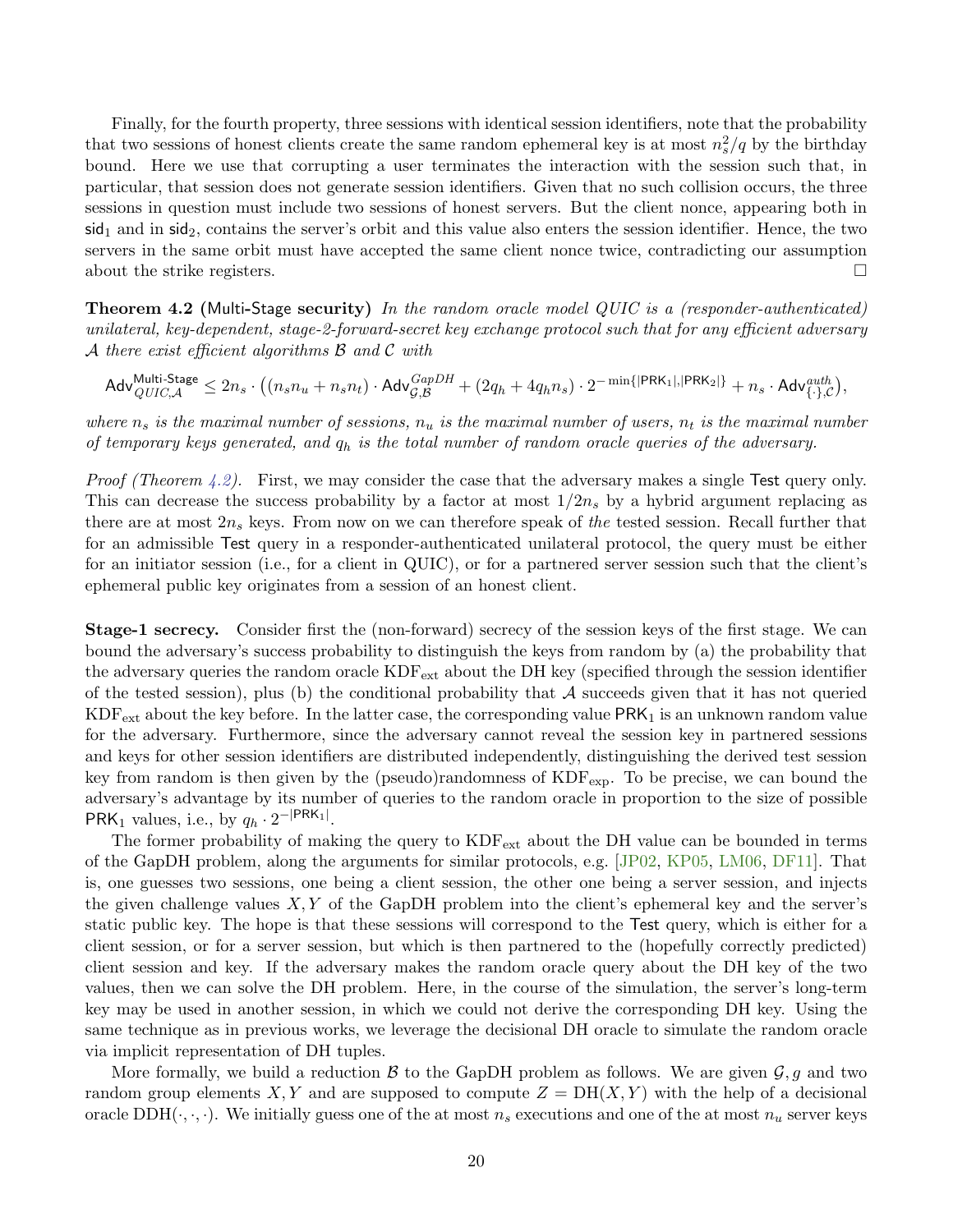Finally, for the fourth property, three sessions with identical session identifiers, note that the probability that two sessions of honest clients create the same random ephemeral key is at most $n_s^2/q$ by the birthday bound. Here we use that corrupting a user terminates the interaction with the session such that, in particular, that session does not generate session identifiers. Given that no such collision occurs, the three sessions in question must include two sessions of honest servers. But the client nonce, appearing both in $\mathsf{sid}_1$ and in $\mathsf{sid}_2$, contains the server's orbit and this value also enters the session identifier. Hence, the two servers in the same orbit must have accepted the same client nonce twice, contradicting our assumption about the strike registers. □

**Theorem 4.2** (Multi-Stage **security**) *In the random oracle model QUIC is a (responder-authenticated) unilateral, key-dependent, stage-2-forward-secret key exchange protocol such that for any efficient adversary $\mathcal{A}$ there exist efficient algorithms $\mathcal{B}$ and $\mathcal{C}$ with*

$$\mathsf{Adv}^{\mathsf{Multi\text{-}Stage}}_{QUIC,\mathcal{A}} \leq 2n_s \cdot \big((n_s n_u + n_s n_t) \cdot \mathsf{Adv}^{GapDH}_{\mathcal{G},\mathcal{B}} + (2q_h + 4q_h n_s) \cdot 2^{-\min\{|\mathsf{PRK}_1|,|\mathsf{PRK}_2|\}} + n_s \cdot \mathsf{Adv}^{auth}_{\{\cdot\},\mathcal{C}}\big),$$

*where $n_s$ is the maximal number of sessions, $n_u$ is the maximal number of users, $n_t$ is the maximal number of temporary keys generated, and $q_h$ is the total number of random oracle queries of the adversary.*

*Proof (Theorem 4.2).* First, we may consider the case that the adversary makes a single $\mathsf{Test}$ query only. This can decrease the success probability by a factor at most $1/2n_s$ by a hybrid argument replacing as there are at most $2n_s$ keys. From now on we can therefore speak of *the* tested session. Recall further that for an admissible $\mathsf{Test}$ query in a responder-authenticated unilateral protocol, the query must be either for an initiator session (i.e., for a client in QUIC), or for a partnered server session such that the client's ephemeral public key originates from a session of an honest client.

**Stage-1 secrecy.** Consider first the (non-forward) secrecy of the session keys of the first stage. We can bound the adversary's success probability to distinguish the keys from random by (a) the probability that the adversary queries the random oracle $\mathrm{KDF}_{\mathrm{ext}}$ about the DH key (specified through the session identifier of the tested session), plus (b) the conditional probability that $\mathcal{A}$ succeeds given that it has not queried $\mathrm{KDF}_{\mathrm{ext}}$ about the key before. In the latter case, the corresponding value $\mathsf{PRK}_1$ is an unknown random value for the adversary. Furthermore, since the adversary cannot reveal the session key in partnered sessions and keys for other session identifiers are distributed independently, distinguishing the derived test session key from random is then given by the (pseudo)randomness of $\mathrm{KDF}_{\mathrm{exp}}$. To be precise, we can bound the adversary's advantage by its number of queries to the random oracle in proportion to the size of possible $\mathsf{PRK}_1$ values, i.e., by $q_h \cdot 2^{-|\mathsf{PRK}_1|}$.

The former probability of making the query to $\mathrm{KDF}_{\mathrm{ext}}$ about the DH value can be bounded in terms of the GapDH problem, along the arguments for similar protocols, e.g. [JP02, KP05, LM06, DF11]. That is, one guesses two sessions, one being a client session, the other one being a server session, and injects the given challenge values $X, Y$ of the GapDH problem into the client's ephemeral key and the server's static public key. The hope is that these sessions will correspond to the $\mathsf{Test}$ query, which is either for a client session, or for a server session, but which is then partnered to the (hopefully correctly predicted) client session and key. If the adversary makes the random oracle query about the DH key of the two values, then we can solve the DH problem. Here, in the course of the simulation, the server's long-term key may be used in another session, in which we could not derive the corresponding DH key. Using the same technique as in previous works, we leverage the decisional DH oracle to simulate the random oracle via implicit representation of DH tuples.

More formally, we build a reduction $\mathcal{B}$ to the GapDH problem as follows. We are given $\mathcal{G}, g$ and two random group elements $X, Y$ and are supposed to compute $Z = \mathrm{DH}(X, Y)$ with the help of a decisional oracle $\mathrm{DDH}(\cdot,\cdot,\cdot)$. We initially guess one of the at most $n_s$ executions and one of the at most $n_u$ server keys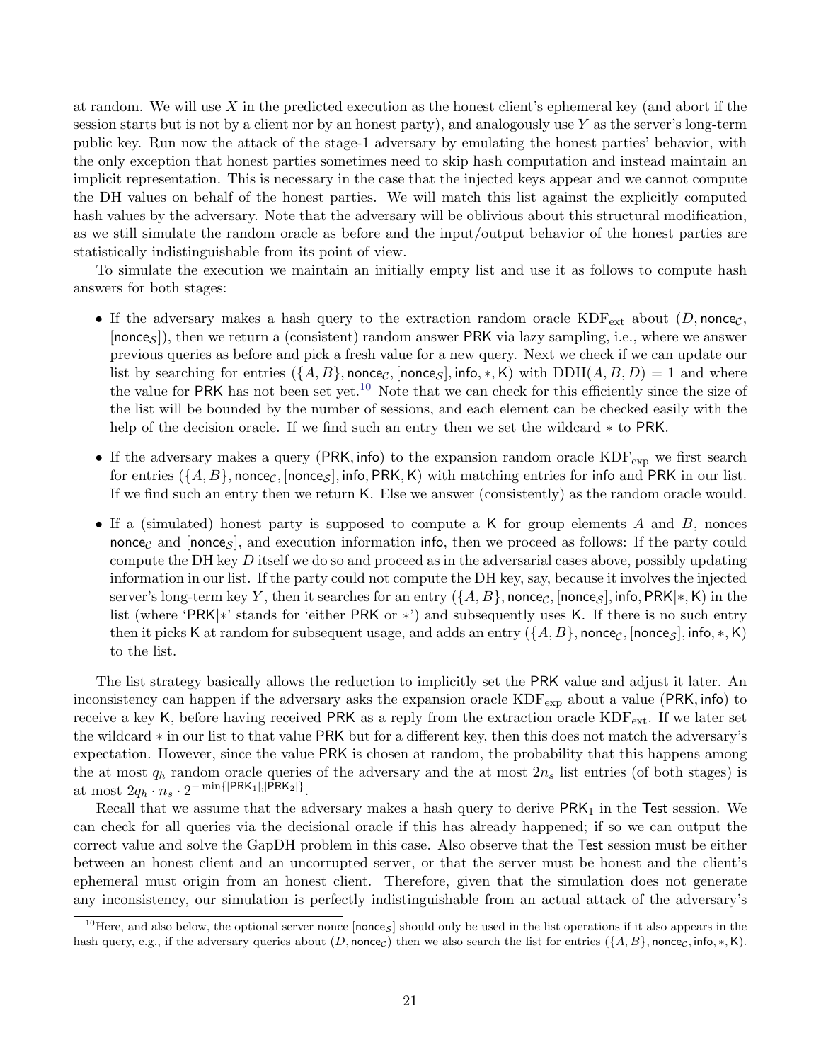at random. We will use $X$ in the predicted execution as the honest client's ephemeral key (and abort if the session starts but is not by a client nor by an honest party), and analogously use $Y$ as the server's long-term public key. Run now the attack of the stage-1 adversary by emulating the honest parties' behavior, with the only exception that honest parties sometimes need to skip hash computation and instead maintain an implicit representation. This is necessary in the case that the injected keys appear and we cannot compute the DH values on behalf of the honest parties. We will match this list against the explicitly computed hash values by the adversary. Note that the adversary will be oblivious about this structural modification, as we still simulate the random oracle as before and the input/output behavior of the honest parties are statistically indistinguishable from its point of view.

To simulate the execution we maintain an initially empty list and use it as follows to compute hash answers for both stages:

- If the adversary makes a hash query to the extraction random oracle $\mathrm{KDF}_{\mathrm{ext}}$ about $(D, \mathsf{nonce}_{\mathcal{C}}, [\mathsf{nonce}_{\mathcal{S}}])$, then we return a (consistent) random answer $\mathsf{PRK}$ via lazy sampling, i.e., where we answer previous queries as before and pick a fresh value for a new query. Next we check if we can update our list by searching for entries $(\{A, B\}, \mathsf{nonce}_{\mathcal{C}}, [\mathsf{nonce}_{\mathcal{S}}], \mathsf{info}, *, \mathsf{K})$ with $\mathrm{DDH}(A, B, D) = 1$ and where the value for $\mathsf{PRK}$ has not been set yet.[10] Note that we can check for this efficiently since the size of the list will be bounded by the number of sessions, and each element can be checked easily with the help of the decision oracle. If we find such an entry then we set the wildcard $*$ to $\mathsf{PRK}$.
- If the adversary makes a query $(\mathsf{PRK}, \mathsf{info})$ to the expansion random oracle $\mathrm{KDF}_{\mathrm{exp}}$ we first search for entries $(\{A, B\}, \mathsf{nonce}_{\mathcal{C}}, [\mathsf{nonce}_{\mathcal{S}}], \mathsf{info}, \mathsf{PRK}, \mathsf{K})$ with matching entries for $\mathsf{info}$ and $\mathsf{PRK}$ in our list. If we find such an entry then we return $\mathsf{K}$. Else we answer (consistently) as the random oracle would.
- If a (simulated) honest party is supposed to compute a $\mathsf{K}$ for group elements $A$ and $B$, nonces $\mathsf{nonce}_{\mathcal{C}}$ and $[\mathsf{nonce}_{\mathcal{S}}]$, and execution information $\mathsf{info}$, then we proceed as follows: If the party could compute the DH key $D$ itself we do so and proceed as in the adversarial cases above, possibly updating information in our list. If the party could not compute the DH key, say, because it involves the injected server's long-term key $Y$, then it searches for an entry $(\{A, B\}, \mathsf{nonce}_{\mathcal{C}}, [\mathsf{nonce}_{\mathcal{S}}], \mathsf{info}, \mathsf{PRK}|*, \mathsf{K})$ in the list (where '$\mathsf{PRK}|*$' stands for 'either $\mathsf{PRK}$ or $*$') and subsequently uses $\mathsf{K}$. If there is no such entry then it picks $\mathsf{K}$ at random for subsequent usage, and adds an entry $(\{A, B\}, \mathsf{nonce}_{\mathcal{C}}, [\mathsf{nonce}_{\mathcal{S}}], \mathsf{info}, *, \mathsf{K})$ to the list.

The list strategy basically allows the reduction to implicitly set the $\mathsf{PRK}$ value and adjust it later. An inconsistency can happen if the adversary asks the expansion oracle $\mathrm{KDF}_{\mathrm{exp}}$ about a value $(\mathsf{PRK}, \mathsf{info})$ to receive a key $\mathsf{K}$, before having received $\mathsf{PRK}$ as a reply from the extraction oracle $\mathrm{KDF}_{\mathrm{ext}}$. If we later set the wildcard $*$ in our list to that value $\mathsf{PRK}$ but for a different key, then this does not match the adversary's expectation. However, since the value $\mathsf{PRK}$ is chosen at random, the probability that this happens among the at most $q_h$ random oracle queries of the adversary and the at most $2n_s$ list entries (of both stages) is at most $2q_h \cdot n_s \cdot 2^{-\min\{|\mathsf{PRK}_1|, |\mathsf{PRK}_2|\}}$.

Recall that we assume that the adversary makes a hash query to derive $\mathsf{PRK}_1$ in the $\mathsf{Test}$ session. We can check for all queries via the decisional oracle if this has already happened; if so we can output the correct value and solve the GapDH problem in this case. Also observe that the $\mathsf{Test}$ session must be either between an honest client and an uncorrupted server, or that the server must be honest and the client's ephemeral must origin from an honest client. Therefore, given that the simulation does not generate any inconsistency, our simulation is perfectly indistinguishable from an actual attack of the adversary's

[10] Here, and also below, the optional server nonce $[\mathsf{nonce}_{\mathcal{S}}]$ should only be used in the list operations if it also appears in the hash query, e.g., if the adversary queries about $(D, \mathsf{nonce}_{\mathcal{C}})$ then we also search the list for entries $(\{A, B\}, \mathsf{nonce}_{\mathcal{C}}, \mathsf{info}, *, \mathsf{K})$.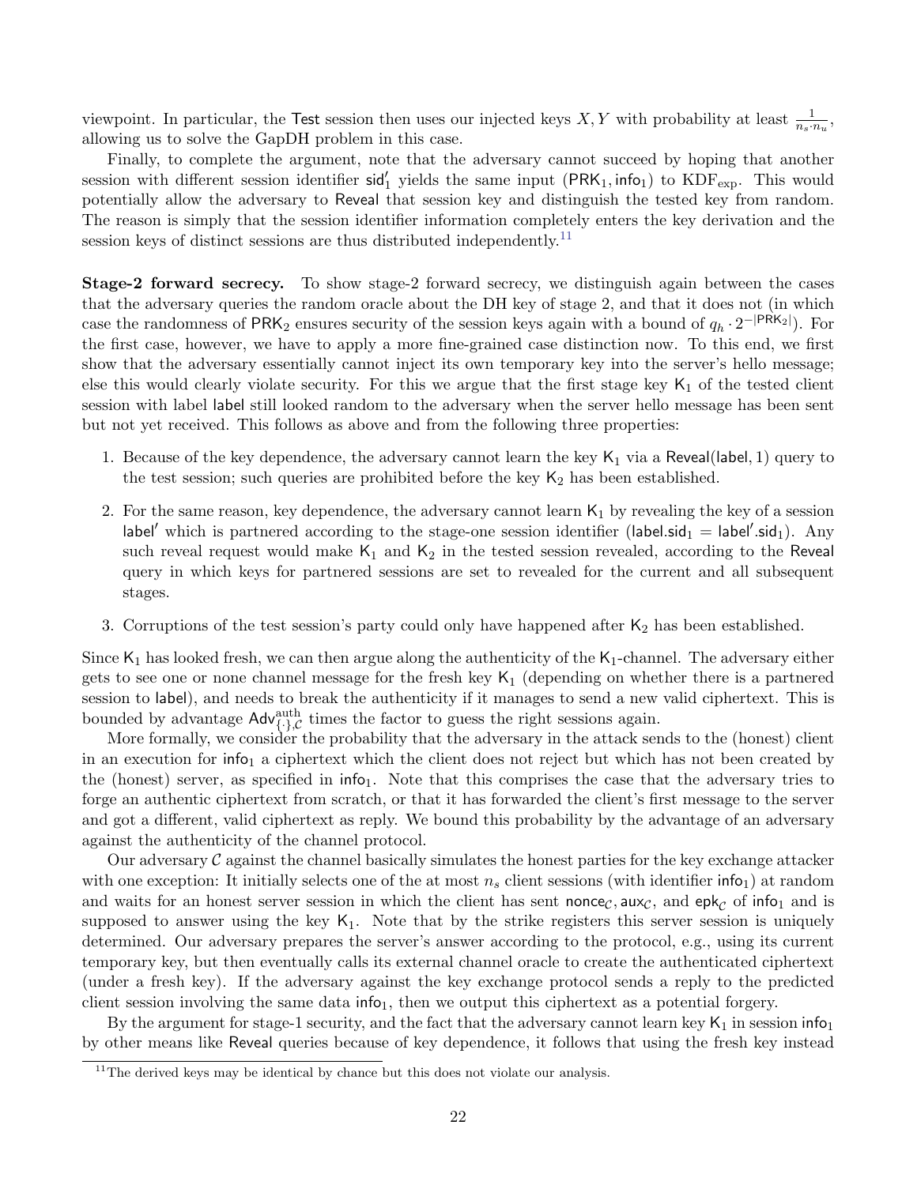viewpoint. In particular, the Test session then uses our injected keys $X, Y$ with probability at least $\frac{1}{n_s \cdot n_u}$, allowing us to solve the GapDH problem in this case.

Finally, to complete the argument, note that the adversary cannot succeed by hoping that another session with different session identifier $\mathsf{sid}_1'$ yields the same input $(\mathsf{PRK}_1, \mathsf{info}_1)$ to $\mathrm{KDF}_{\mathrm{exp}}$. This would potentially allow the adversary to Reveal that session key and distinguish the tested key from random. The reason is simply that the session identifier information completely enters the key derivation and the session keys of distinct sessions are thus distributed independently.[11]

**Stage-2 forward secrecy.** To show stage-2 forward secrecy, we distinguish again between the cases that the adversary queries the random oracle about the DH key of stage 2, and that it does not (in which case the randomness of $\mathsf{PRK}_2$ ensures security of the session keys again with a bound of $q_h \cdot 2^{-|\mathsf{PRK}_2|}$). For the first case, however, we have to apply a more fine-grained case distinction now. To this end, we first show that the adversary essentially cannot inject its own temporary key into the server's hello message; else this would clearly violate security. For this we argue that the first stage key $\mathsf{K}_1$ of the tested client session with label label still looked random to the adversary when the server hello message has been sent but not yet received. This follows as above and from the following three properties:

1. Because of the key dependence, the adversary cannot learn the key $\mathsf{K}_1$ via a $\mathsf{Reveal}(\mathsf{label}, 1)$ query to the test session; such queries are prohibited before the key $\mathsf{K}_2$ has been established.
2. For the same reason, key dependence, the adversary cannot learn $\mathsf{K}_1$ by revealing the key of a session $\mathsf{label}'$ which is partnered according to the stage-one session identifier ($\mathsf{label.sid}_1 = \mathsf{label}'.\mathsf{sid}_1$). Any such reveal request would make $\mathsf{K}_1$ and $\mathsf{K}_2$ in the tested session revealed, according to the Reveal query in which keys for partnered sessions are set to revealed for the current and all subsequent stages.
3. Corruptions of the test session's party could only have happened after $\mathsf{K}_2$ has been established.

Since $\mathsf{K}_1$ has looked fresh, we can then argue along the authenticity of the $\mathsf{K}_1$-channel. The adversary either gets to see one or none channel message for the fresh key $\mathsf{K}_1$ (depending on whether there is a partnered session to label), and needs to break the authenticity if it manages to send a new valid ciphertext. This is bounded by advantage $\mathsf{Adv}^{\mathrm{auth}}_{\{\cdot\},\mathcal{C}}$ times the factor to guess the right sessions again.

More formally, we consider the probability that the adversary in the attack sends to the (honest) client in an execution for $\mathsf{info}_1$ a ciphertext which the client does not reject but which has not been created by the (honest) server, as specified in $\mathsf{info}_1$. Note that this comprises the case that the adversary tries to forge an authentic ciphertext from scratch, or that it has forwarded the client's first message to the server and got a different, valid ciphertext as reply. We bound this probability by the advantage of an adversary against the authenticity of the channel protocol.

Our adversary $\mathcal{C}$ against the channel basically simulates the honest parties for the key exchange attacker with one exception: It initially selects one of the at most $n_s$ client sessions (with identifier $\mathsf{info}_1$) at random and waits for an honest server session in which the client has sent $\mathsf{nonce}_{\mathcal{C}}, \mathsf{aux}_{\mathcal{C}}$, and $\mathsf{epk}_{\mathcal{C}}$ of $\mathsf{info}_1$ and is supposed to answer using the key $\mathsf{K}_1$. Note that by the strike registers this server session is uniquely determined. Our adversary prepares the server's answer according to the protocol, e.g., using its current temporary key, but then eventually calls its external channel oracle to create the authenticated ciphertext (under a fresh key). If the adversary against the key exchange protocol sends a reply to the predicted client session involving the same data $\mathsf{info}_1$, then we output this ciphertext as a potential forgery.

By the argument for stage-1 security, and the fact that the adversary cannot learn key $\mathsf{K}_1$ in session $\mathsf{info}_1$ by other means like Reveal queries because of key dependence, it follows that using the fresh key instead

[11] The derived keys may be identical by chance but this does not violate our analysis.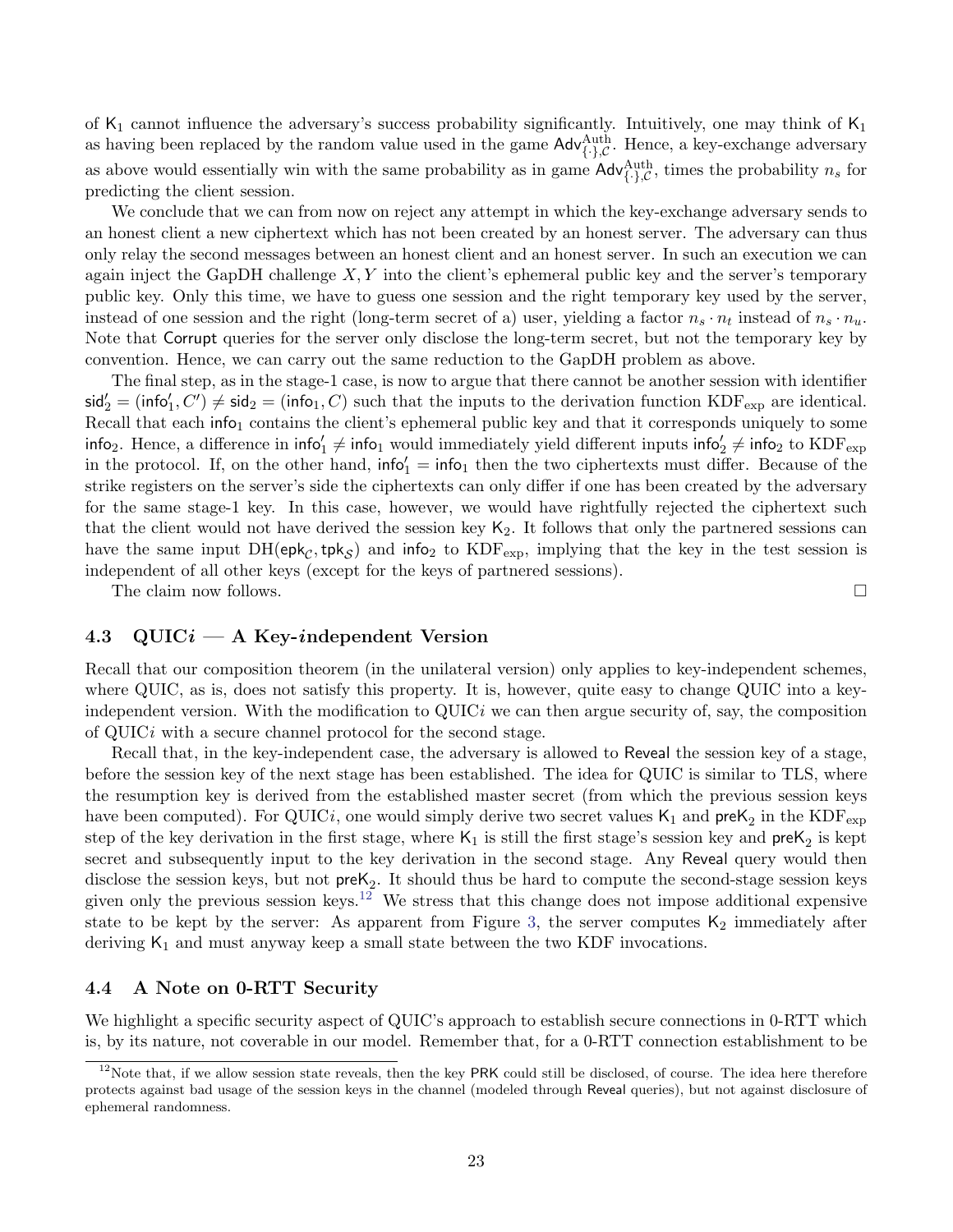of $\mathsf{K}_1$ cannot influence the adversary's success probability significantly. Intuitively, one may think of $\mathsf{K}_1$ as having been replaced by the random value used in the game $\mathsf{Adv}^{\text{Auth}}_{\{\cdot\},\mathcal{C}}$. Hence, a key-exchange adversary as above would essentially win with the same probability as in game $\mathsf{Adv}^{\text{Auth}}_{\{\cdot\},\mathcal{C}}$, times the probability $n_s$ for predicting the client session.

We conclude that we can from now on reject any attempt in which the key-exchange adversary sends to an honest client a new ciphertext which has not been created by an honest server. The adversary can thus only relay the second messages between an honest client and an honest server. In such an execution we can again inject the GapDH challenge $X, Y$ into the client's ephemeral public key and the server's temporary public key. Only this time, we have to guess one session and the right temporary key used by the server, instead of one session and the right (long-term secret of a) user, yielding a factor $n_s \cdot n_t$ instead of $n_s \cdot n_u$. Note that Corrupt queries for the server only disclose the long-term secret, but not the temporary key by convention. Hence, we can carry out the same reduction to the GapDH problem as above.

The final step, as in the stage-1 case, is now to argue that there cannot be another session with identifier $\mathsf{sid}_2' = (\mathsf{info}_1', C') \neq \mathsf{sid}_2 = (\mathsf{info}_1, C)$ such that the inputs to the derivation function $\text{KDF}_{\text{exp}}$ are identical. Recall that each $\mathsf{info}_1$ contains the client's ephemeral public key and that it corresponds uniquely to some $\mathsf{info}_2$. Hence, a difference in $\mathsf{info}_1' \neq \mathsf{info}_1$ would immediately yield different inputs $\mathsf{info}_2' \neq \mathsf{info}_2$ to $\text{KDF}_{\text{exp}}$ in the protocol. If, on the other hand, $\mathsf{info}_1' = \mathsf{info}_1$ then the two ciphertexts must differ. Because of the strike registers on the server's side the ciphertexts can only differ if one has been created by the adversary for the same stage-1 key. In this case, however, we would have rightfully rejected the ciphertext such that the client would not have derived the session key $\mathsf{K}_2$. It follows that only the partnered sessions can have the same input $\text{DH}(\mathsf{epk}_{\mathcal{C}}, \mathsf{tpk}_{\mathcal{S}})$ and $\mathsf{info}_2$ to $\text{KDF}_{\text{exp}}$, implying that the key in the test session is independent of all other keys (except for the keys of partnered sessions).

The claim now follows. □

### 4.3 QUIC*i* — A Key-*i*ndependent Version

Recall that our composition theorem (in the unilateral version) only applies to key-independent schemes, where QUIC, as is, does not satisfy this property. It is, however, quite easy to change QUIC into a key-independent version. With the modification to QUIC*i* we can then argue security of, say, the composition of QUIC*i* with a secure channel protocol for the second stage.

Recall that, in the key-independent case, the adversary is allowed to Reveal the session key of a stage, before the session key of the next stage has been established. The idea for QUIC is similar to TLS, where the resumption key is derived from the established master secret (from which the previous session keys have been computed). For QUIC*i*, one would simply derive two secret values $\mathsf{K}_1$ and $\mathsf{preK}_2$ in the $\text{KDF}_{\text{exp}}$ step of the key derivation in the first stage, where $\mathsf{K}_1$ is still the first stage's session key and $\mathsf{preK}_2$ is kept secret and subsequently input to the key derivation in the second stage. Any Reveal query would then disclose the session keys, but not $\mathsf{preK}_2$. It should thus be hard to compute the second-stage session keys given only the previous session keys.[12] We stress that this change does not impose additional expensive state to be kept by the server: As apparent from Figure 3, the server computes $\mathsf{K}_2$ immediately after deriving $\mathsf{K}_1$ and must anyway keep a small state between the two KDF invocations.

### 4.4 A Note on 0-RTT Security

We highlight a specific security aspect of QUIC's approach to establish secure connections in 0-RTT which is, by its nature, not coverable in our model. Remember that, for a 0-RTT connection establishment to be

[12] Note that, if we allow session state reveals, then the key PRK could still be disclosed, of course. The idea here therefore protects against bad usage of the session keys in the channel (modeled through Reveal queries), but not against disclosure of ephemeral randomness.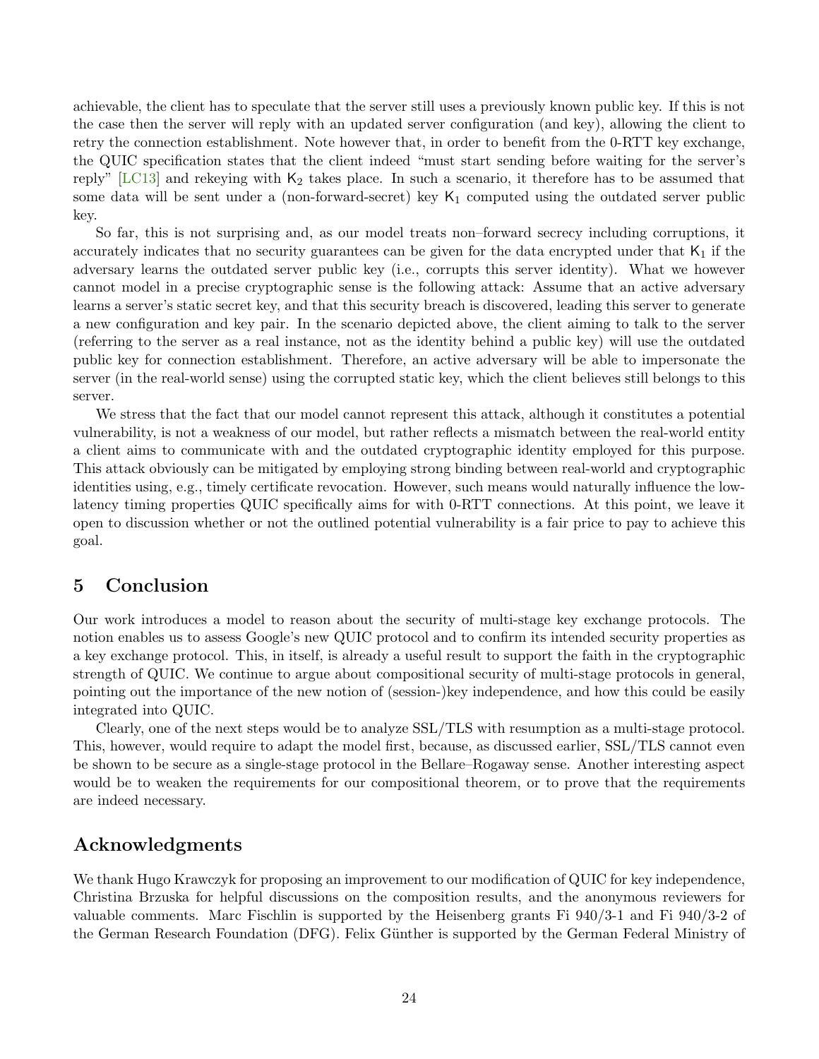achievable, the client has to speculate that the server still uses a previously known public key. If this is not the case then the server will reply with an updated server configuration (and key), allowing the client to retry the connection establishment. Note however that, in order to benefit from the 0-RTT key exchange, the QUIC specification states that the client indeed "must start sending before waiting for the server's reply" [LC13] and rekeying with $\mathsf{K}_2$ takes place. In such a scenario, it therefore has to be assumed that some data will be sent under a (non-forward-secret) key $\mathsf{K}_1$ computed using the outdated server public key.

So far, this is not surprising and, as our model treats non–forward secrecy including corruptions, it accurately indicates that no security guarantees can be given for the data encrypted under that $\mathsf{K}_1$ if the adversary learns the outdated server public key (i.e., corrupts this server identity). What we however cannot model in a precise cryptographic sense is the following attack: Assume that an active adversary learns a server's static secret key, and that this security breach is discovered, leading this server to generate a new configuration and key pair. In the scenario depicted above, the client aiming to talk to the server (referring to the server as a real instance, not as the identity behind a public key) will use the outdated public key for connection establishment. Therefore, an active adversary will be able to impersonate the server (in the real-world sense) using the corrupted static key, which the client believes still belongs to this server.

We stress that the fact that our model cannot represent this attack, although it constitutes a potential vulnerability, is not a weakness of our model, but rather reflects a mismatch between the real-world entity a client aims to communicate with and the outdated cryptographic identity employed for this purpose. This attack obviously can be mitigated by employing strong binding between real-world and cryptographic identities using, e.g., timely certificate revocation. However, such means would naturally influence the low-latency timing properties QUIC specifically aims for with 0-RTT connections. At this point, we leave it open to discussion whether or not the outlined potential vulnerability is a fair price to pay to achieve this goal.

## 5 Conclusion

Our work introduces a model to reason about the security of multi-stage key exchange protocols. The notion enables us to assess Google's new QUIC protocol and to confirm its intended security properties as a key exchange protocol. This, in itself, is already a useful result to support the faith in the cryptographic strength of QUIC. We continue to argue about compositional security of multi-stage protocols in general, pointing out the importance of the new notion of (session-)key independence, and how this could be easily integrated into QUIC.

Clearly, one of the next steps would be to analyze SSL/TLS with resumption as a multi-stage protocol. This, however, would require to adapt the model first, because, as discussed earlier, SSL/TLS cannot even be shown to be secure as a single-stage protocol in the Bellare–Rogaway sense. Another interesting aspect would be to weaken the requirements for our compositional theorem, or to prove that the requirements are indeed necessary.

## Acknowledgments

We thank Hugo Krawczyk for proposing an improvement to our modification of QUIC for key independence, Christina Brzuska for helpful discussions on the composition results, and the anonymous reviewers for valuable comments. Marc Fischlin is supported by the Heisenberg grants Fi 940/3-1 and Fi 940/3-2 of the German Research Foundation (DFG). Felix Günther is supported by the German Federal Ministry of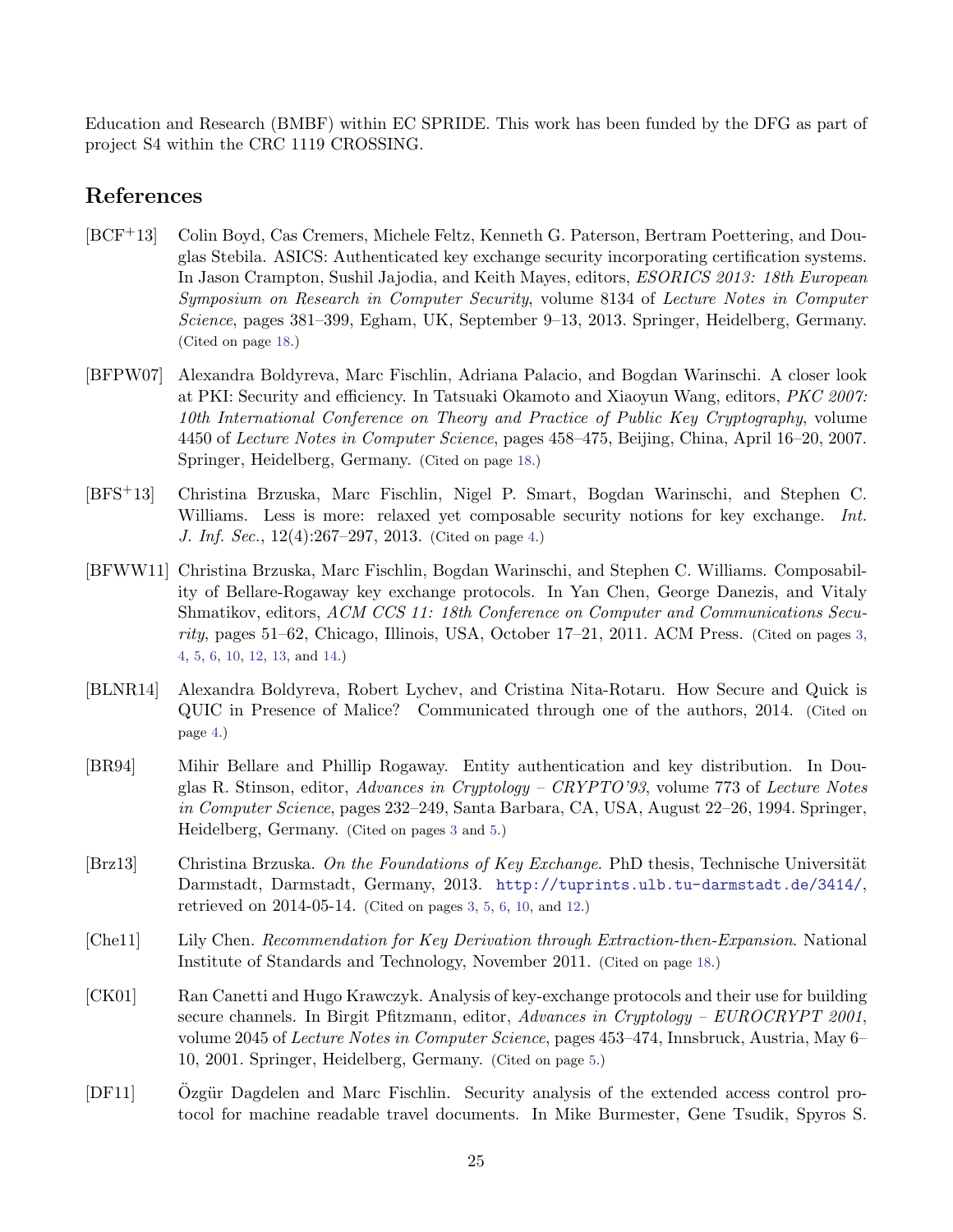Education and Research (BMBF) within EC SPRIDE. This work has been funded by the DFG as part of project S4 within the CRC 1119 CROSSING.

## References

[BCF+13] Colin Boyd, Cas Cremers, Michele Feltz, Kenneth G. Paterson, Bertram Poettering, and Douglas Stebila. ASICS: Authenticated key exchange security incorporating certification systems. In Jason Crampton, Sushil Jajodia, and Keith Mayes, editors, *ESORICS 2013: 18th European Symposium on Research in Computer Security*, volume 8134 of *Lecture Notes in Computer Science*, pages 381–399, Egham, UK, September 9–13, 2013. Springer, Heidelberg, Germany. (Cited on page 18.)

[BFPW07] Alexandra Boldyreva, Marc Fischlin, Adriana Palacio, and Bogdan Warinschi. A closer look at PKI: Security and efficiency. In Tatsuaki Okamoto and Xiaoyun Wang, editors, *PKC 2007: 10th International Conference on Theory and Practice of Public Key Cryptography*, volume 4450 of *Lecture Notes in Computer Science*, pages 458–475, Beijing, China, April 16–20, 2007. Springer, Heidelberg, Germany. (Cited on page 18.)

[BFS+13] Christina Brzuska, Marc Fischlin, Nigel P. Smart, Bogdan Warinschi, and Stephen C. Williams. Less is more: relaxed yet composable security notions for key exchange. *Int. J. Inf. Sec.*, 12(4):267–297, 2013. (Cited on page 4.)

[BFWW11] Christina Brzuska, Marc Fischlin, Bogdan Warinschi, and Stephen C. Williams. Composability of Bellare-Rogaway key exchange protocols. In Yan Chen, George Danezis, and Vitaly Shmatikov, editors, *ACM CCS 11: 18th Conference on Computer and Communications Security*, pages 51–62, Chicago, Illinois, USA, October 17–21, 2011. ACM Press. (Cited on pages 3, 4, 5, 6, 10, 12, 13, and 14.)

[BLNR14] Alexandra Boldyreva, Robert Lychev, and Cristina Nita-Rotaru. How Secure and Quick is QUIC in Presence of Malice? Communicated through one of the authors, 2014. (Cited on page 4.)

[BR94] Mihir Bellare and Phillip Rogaway. Entity authentication and key distribution. In Douglas R. Stinson, editor, *Advances in Cryptology – CRYPTO'93*, volume 773 of *Lecture Notes in Computer Science*, pages 232–249, Santa Barbara, CA, USA, August 22–26, 1994. Springer, Heidelberg, Germany. (Cited on pages 3 and 5.)

[Brz13] Christina Brzuska. *On the Foundations of Key Exchange*. PhD thesis, Technische Universität Darmstadt, Darmstadt, Germany, 2013. http://tuprints.ulb.tu-darmstadt.de/3414/, retrieved on 2014-05-14. (Cited on pages 3, 5, 6, 10, and 12.)

[Che11] Lily Chen. *Recommendation for Key Derivation through Extraction-then-Expansion*. National Institute of Standards and Technology, November 2011. (Cited on page 18.)

[CK01] Ran Canetti and Hugo Krawczyk. Analysis of key-exchange protocols and their use for building secure channels. In Birgit Pfitzmann, editor, *Advances in Cryptology – EUROCRYPT 2001*, volume 2045 of *Lecture Notes in Computer Science*, pages 453–474, Innsbruck, Austria, May 6–10, 2001. Springer, Heidelberg, Germany. (Cited on page 5.)

[DF11] Özgür Dagdelen and Marc Fischlin. Security analysis of the extended access control protocol for machine readable travel documents. In Mike Burmester, Gene Tsudik, Spyros S.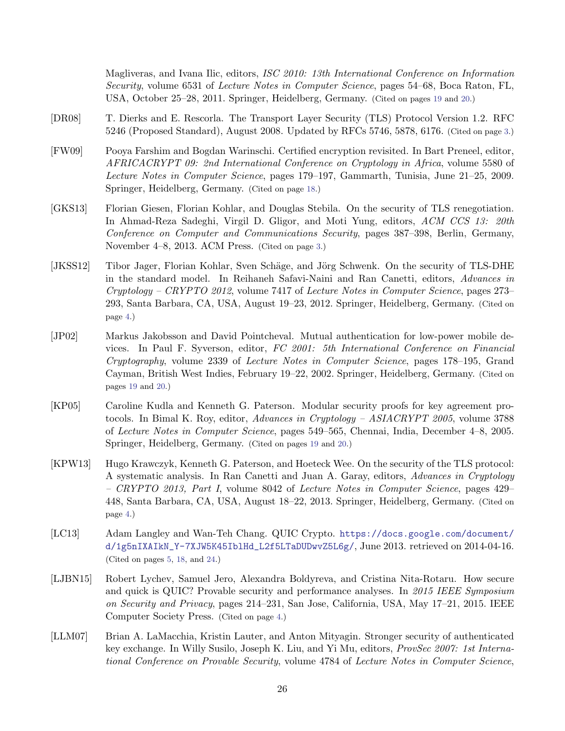Magliveras, and Ivana Ilic, editors, *ISC 2010: 13th International Conference on Information Security*, volume 6531 of *Lecture Notes in Computer Science*, pages 54–68, Boca Raton, FL, USA, October 25–28, 2011. Springer, Heidelberg, Germany. (Cited on pages 19 and 20.)

[DR08] T. Dierks and E. Rescorla. The Transport Layer Security (TLS) Protocol Version 1.2. RFC 5246 (Proposed Standard), August 2008. Updated by RFCs 5746, 5878, 6176. (Cited on page 3.)

[FW09] Pooya Farshim and Bogdan Warinschi. Certified encryption revisited. In Bart Preneel, editor, *AFRICACRYPT 09: 2nd International Conference on Cryptology in Africa*, volume 5580 of *Lecture Notes in Computer Science*, pages 179–197, Gammarth, Tunisia, June 21–25, 2009. Springer, Heidelberg, Germany. (Cited on page 18.)

[GKS13] Florian Giesen, Florian Kohlar, and Douglas Stebila. On the security of TLS renegotiation. In Ahmad-Reza Sadeghi, Virgil D. Gligor, and Moti Yung, editors, *ACM CCS 13: 20th Conference on Computer and Communications Security*, pages 387–398, Berlin, Germany, November 4–8, 2013. ACM Press. (Cited on page 3.)

[JKSS12] Tibor Jager, Florian Kohlar, Sven Schäge, and Jörg Schwenk. On the security of TLS-DHE in the standard model. In Reihaneh Safavi-Naini and Ran Canetti, editors, *Advances in Cryptology – CRYPTO 2012*, volume 7417 of *Lecture Notes in Computer Science*, pages 273–293, Santa Barbara, CA, USA, August 19–23, 2012. Springer, Heidelberg, Germany. (Cited on page 4.)

[JP02] Markus Jakobsson and David Pointcheval. Mutual authentication for low-power mobile devices. In Paul F. Syverson, editor, *FC 2001: 5th International Conference on Financial Cryptography*, volume 2339 of *Lecture Notes in Computer Science*, pages 178–195, Grand Cayman, British West Indies, February 19–22, 2002. Springer, Heidelberg, Germany. (Cited on pages 19 and 20.)

[KP05] Caroline Kudla and Kenneth G. Paterson. Modular security proofs for key agreement protocols. In Bimal K. Roy, editor, *Advances in Cryptology – ASIACRYPT 2005*, volume 3788 of *Lecture Notes in Computer Science*, pages 549–565, Chennai, India, December 4–8, 2005. Springer, Heidelberg, Germany. (Cited on pages 19 and 20.)

[KPW13] Hugo Krawczyk, Kenneth G. Paterson, and Hoeteck Wee. On the security of the TLS protocol: A systematic analysis. In Ran Canetti and Juan A. Garay, editors, *Advances in Cryptology – CRYPTO 2013, Part I*, volume 8042 of *Lecture Notes in Computer Science*, pages 429–448, Santa Barbara, CA, USA, August 18–22, 2013. Springer, Heidelberg, Germany. (Cited on page 4.)

[LC13] Adam Langley and Wan-Teh Chang. QUIC Crypto. https://docs.google.com/document/d/1g5nIXAIkN_Y-7XJW5K45IblHd_L2f5LTaDUDwvZ5L6g/, June 2013. retrieved on 2014-04-16. (Cited on pages 5, 18, and 24.)

[LJBN15] Robert Lychev, Samuel Jero, Alexandra Boldyreva, and Cristina Nita-Rotaru. How secure and quick is QUIC? Provable security and performance analyses. In *2015 IEEE Symposium on Security and Privacy*, pages 214–231, San Jose, California, USA, May 17–21, 2015. IEEE Computer Society Press. (Cited on page 4.)

[LLM07] Brian A. LaMacchia, Kristin Lauter, and Anton Mityagin. Stronger security of authenticated key exchange. In Willy Susilo, Joseph K. Liu, and Yi Mu, editors, *ProvSec 2007: 1st International Conference on Provable Security*, volume 4784 of *Lecture Notes in Computer Science*,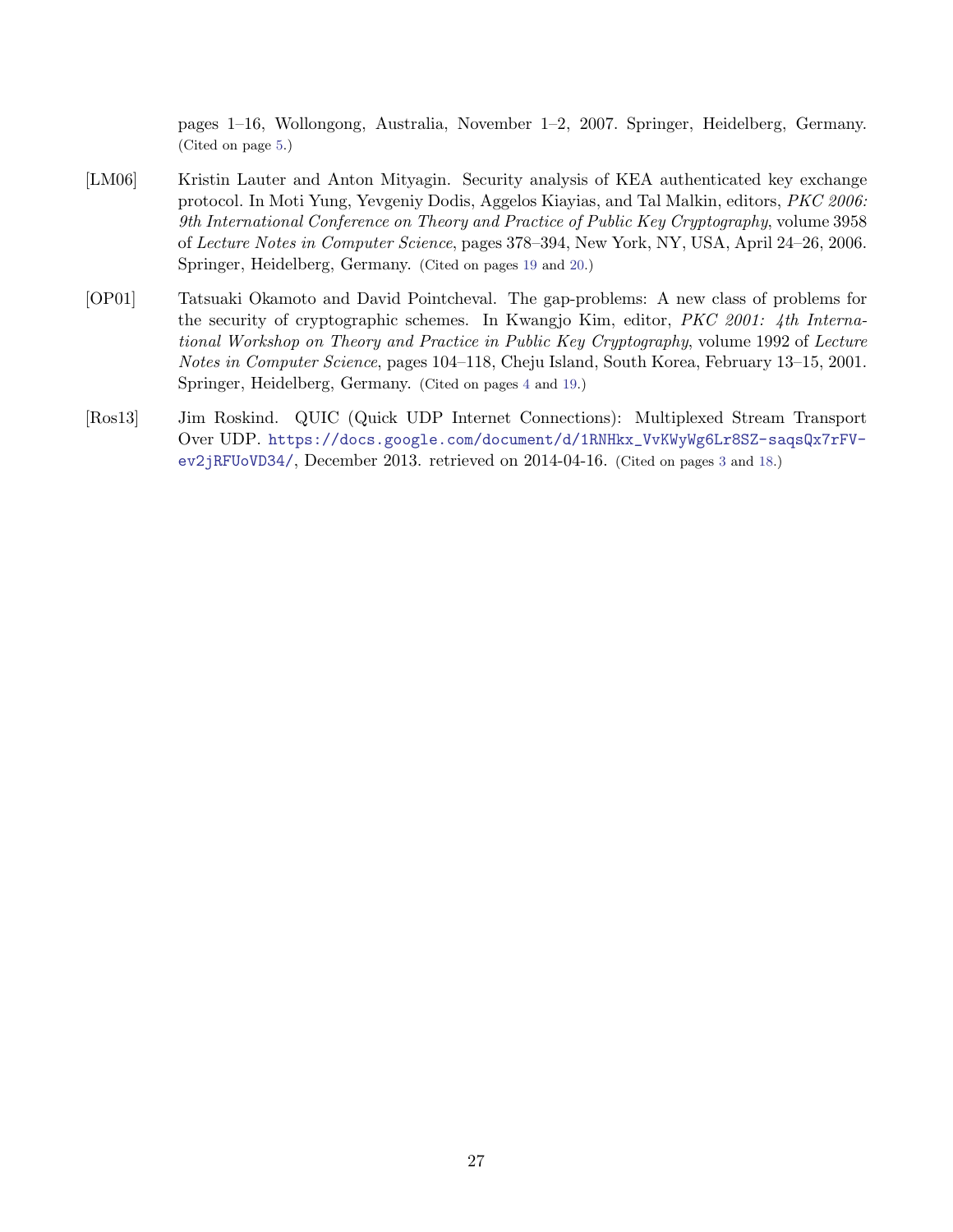pages 1–16, Wollongong, Australia, November 1–2, 2007. Springer, Heidelberg, Germany. (Cited on page 5.)

[LM06] Kristin Lauter and Anton Mityagin. Security analysis of KEA authenticated key exchange protocol. In Moti Yung, Yevgeniy Dodis, Aggelos Kiayias, and Tal Malkin, editors, *PKC 2006: 9th International Conference on Theory and Practice of Public Key Cryptography*, volume 3958 of *Lecture Notes in Computer Science*, pages 378–394, New York, NY, USA, April 24–26, 2006. Springer, Heidelberg, Germany. (Cited on pages 19 and 20.)

[OP01] Tatsuaki Okamoto and David Pointcheval. The gap-problems: A new class of problems for the security of cryptographic schemes. In Kwangjo Kim, editor, *PKC 2001: 4th International Workshop on Theory and Practice in Public Key Cryptography*, volume 1992 of *Lecture Notes in Computer Science*, pages 104–118, Cheju Island, South Korea, February 13–15, 2001. Springer, Heidelberg, Germany. (Cited on pages 4 and 19.)

[Ros13] Jim Roskind. QUIC (Quick UDP Internet Connections): Multiplexed Stream Transport Over UDP. https://docs.google.com/document/d/1RNHkx_VvKWyWg6Lr8SZ-saqsQx7rFV-ev2jRFUoVD34/, December 2013. retrieved on 2014-04-16. (Cited on pages 3 and 18.)